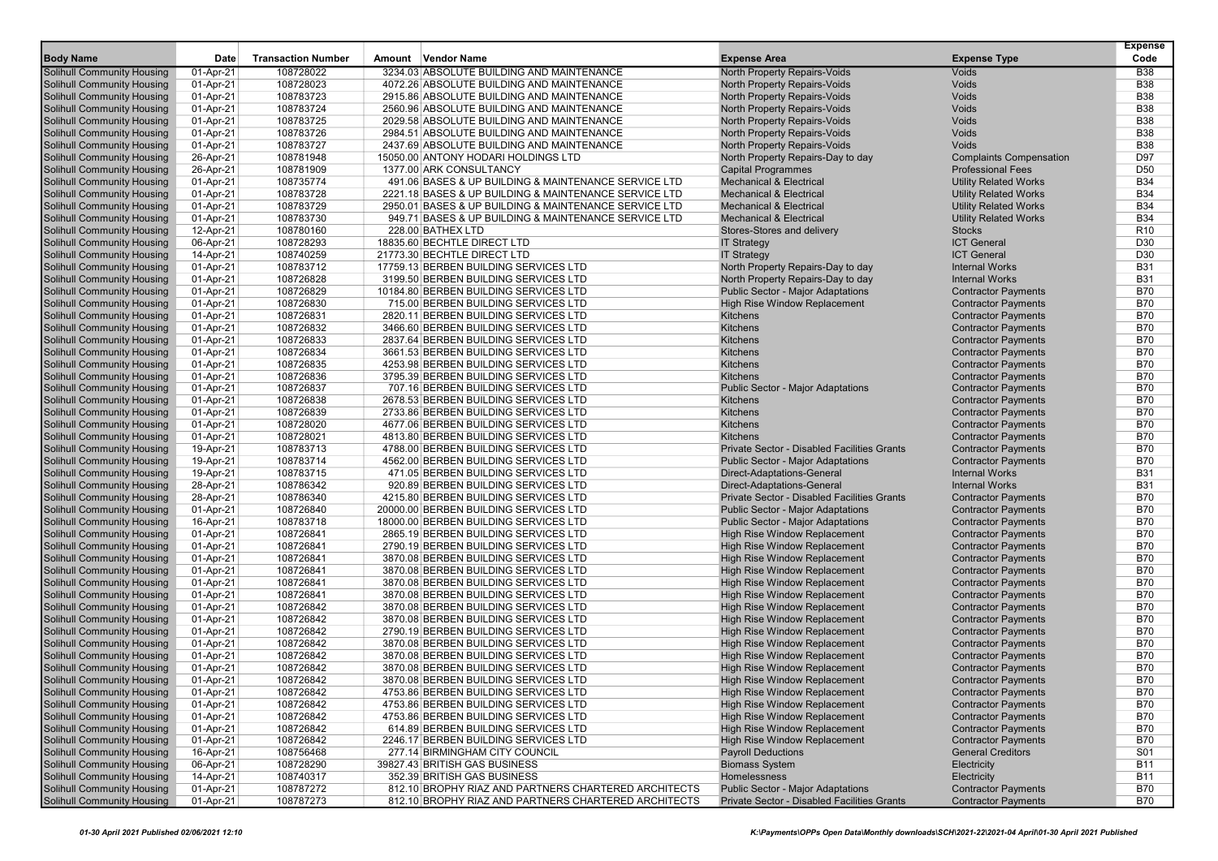| Body Name | Date | Transaction Number | Amount | Vendor Name | Expense Area | Expense Type | Expense Code |
|---|---|---|---|---|---|---|---|
| Solihull Community Housing | 01-Apr-21 | 108728022 | 3234.03 | ABSOLUTE BUILDING AND MAINTENANCE | North Property Repairs-Voids | Voids | B38 |
| Solihull Community Housing | 01-Apr-21 | 108728023 | 4072.26 | ABSOLUTE BUILDING AND MAINTENANCE | North Property Repairs-Voids | Voids | B38 |
| Solihull Community Housing | 01-Apr-21 | 108783723 | 2915.86 | ABSOLUTE BUILDING AND MAINTENANCE | North Property Repairs-Voids | Voids | B38 |
| Solihull Community Housing | 01-Apr-21 | 108783724 | 2560.96 | ABSOLUTE BUILDING AND MAINTENANCE | North Property Repairs-Voids | Voids | B38 |
| Solihull Community Housing | 01-Apr-21 | 108783725 | 2029.58 | ABSOLUTE BUILDING AND MAINTENANCE | North Property Repairs-Voids | Voids | B38 |
| Solihull Community Housing | 01-Apr-21 | 108783726 | 2984.51 | ABSOLUTE BUILDING AND MAINTENANCE | North Property Repairs-Voids | Voids | B38 |
| Solihull Community Housing | 01-Apr-21 | 108783727 | 2437.69 | ABSOLUTE BUILDING AND MAINTENANCE | North Property Repairs-Voids | Voids | B38 |
| Solihull Community Housing | 26-Apr-21 | 108781948 | 15050.00 | ANTONY HODARI HOLDINGS LTD | North Property Repairs-Day to day | Complaints Compensation | D97 |
| Solihull Community Housing | 26-Apr-21 | 108781909 | 1377.00 | ARK CONSULTANCY | Capital Programmes | Professional Fees | D50 |
| Solihull Community Housing | 01-Apr-21 | 108735774 | 491.06 | BASES & UP BUILDING & MAINTENANCE SERVICE LTD | Mechanical & Electrical | Utility Related Works | B34 |
| Solihull Community Housing | 01-Apr-21 | 108783728 | 2221.18 | BASES & UP BUILDING & MAINTENANCE SERVICE LTD | Mechanical & Electrical | Utility Related Works | B34 |
| Solihull Community Housing | 01-Apr-21 | 108783729 | 2950.01 | BASES & UP BUILDING & MAINTENANCE SERVICE LTD | Mechanical & Electrical | Utility Related Works | B34 |
| Solihull Community Housing | 01-Apr-21 | 108783730 | 949.71 | BASES & UP BUILDING & MAINTENANCE SERVICE LTD | Mechanical & Electrical | Utility Related Works | B34 |
| Solihull Community Housing | 12-Apr-21 | 108780160 | 228.00 | BATHEX LTD | Stores-Stores and delivery | Stocks | R10 |
| Solihull Community Housing | 06-Apr-21 | 108728293 | 18835.60 | BECHTLE DIRECT LTD | IT Strategy | ICT General | D30 |
| Solihull Community Housing | 14-Apr-21 | 108740259 | 21773.30 | BECHTLE DIRECT LTD | IT Strategy | ICT General | D30 |
| Solihull Community Housing | 01-Apr-21 | 108783712 | 17759.13 | BERBEN BUILDING SERVICES LTD | North Property Repairs-Day to day | Internal Works | B31 |
| Solihull Community Housing | 01-Apr-21 | 108726828 | 3199.50 | BERBEN BUILDING SERVICES LTD | North Property Repairs-Day to day | Internal Works | B31 |
| Solihull Community Housing | 01-Apr-21 | 108726829 | 10184.80 | BERBEN BUILDING SERVICES LTD | Public Sector - Major Adaptations | Contractor Payments | B70 |
| Solihull Community Housing | 01-Apr-21 | 108726830 | 715.00 | BERBEN BUILDING SERVICES LTD | High Rise Window Replacement | Contractor Payments | B70 |
| Solihull Community Housing | 01-Apr-21 | 108726831 | 2820.11 | BERBEN BUILDING SERVICES LTD | Kitchens | Contractor Payments | B70 |
| Solihull Community Housing | 01-Apr-21 | 108726832 | 3466.60 | BERBEN BUILDING SERVICES LTD | Kitchens | Contractor Payments | B70 |
| Solihull Community Housing | 01-Apr-21 | 108726833 | 2837.64 | BERBEN BUILDING SERVICES LTD | Kitchens | Contractor Payments | B70 |
| Solihull Community Housing | 01-Apr-21 | 108726834 | 3661.53 | BERBEN BUILDING SERVICES LTD | Kitchens | Contractor Payments | B70 |
| Solihull Community Housing | 01-Apr-21 | 108726835 | 4253.98 | BERBEN BUILDING SERVICES LTD | Kitchens | Contractor Payments | B70 |
| Solihull Community Housing | 01-Apr-21 | 108726836 | 3795.39 | BERBEN BUILDING SERVICES LTD | Kitchens | Contractor Payments | B70 |
| Solihull Community Housing | 01-Apr-21 | 108726837 | 707.16 | BERBEN BUILDING SERVICES LTD | Public Sector - Major Adaptations | Contractor Payments | B70 |
| Solihull Community Housing | 01-Apr-21 | 108726838 | 2678.53 | BERBEN BUILDING SERVICES LTD | Kitchens | Contractor Payments | B70 |
| Solihull Community Housing | 01-Apr-21 | 108726839 | 2733.86 | BERBEN BUILDING SERVICES LTD | Kitchens | Contractor Payments | B70 |
| Solihull Community Housing | 01-Apr-21 | 108728020 | 4677.06 | BERBEN BUILDING SERVICES LTD | Kitchens | Contractor Payments | B70 |
| Solihull Community Housing | 01-Apr-21 | 108728021 | 4813.80 | BERBEN BUILDING SERVICES LTD | Kitchens | Contractor Payments | B70 |
| Solihull Community Housing | 19-Apr-21 | 108783713 | 4788.00 | BERBEN BUILDING SERVICES LTD | Private Sector - Disabled Facilities Grants | Contractor Payments | B70 |
| Solihull Community Housing | 19-Apr-21 | 108783714 | 4562.00 | BERBEN BUILDING SERVICES LTD | Public Sector - Major Adaptations | Contractor Payments | B70 |
| Solihull Community Housing | 19-Apr-21 | 108783715 | 471.05 | BERBEN BUILDING SERVICES LTD | Direct-Adaptations-General | Internal Works | B31 |
| Solihull Community Housing | 28-Apr-21 | 108786342 | 920.89 | BERBEN BUILDING SERVICES LTD | Direct-Adaptations-General | Internal Works | B31 |
| Solihull Community Housing | 28-Apr-21 | 108786340 | 4215.80 | BERBEN BUILDING SERVICES LTD | Private Sector - Disabled Facilities Grants | Contractor Payments | B70 |
| Solihull Community Housing | 01-Apr-21 | 108726840 | 20000.00 | BERBEN BUILDING SERVICES LTD | Public Sector - Major Adaptations | Contractor Payments | B70 |
| Solihull Community Housing | 16-Apr-21 | 108783718 | 18000.00 | BERBEN BUILDING SERVICES LTD | Public Sector - Major Adaptations | Contractor Payments | B70 |
| Solihull Community Housing | 01-Apr-21 | 108726841 | 2865.19 | BERBEN BUILDING SERVICES LTD | High Rise Window Replacement | Contractor Payments | B70 |
| Solihull Community Housing | 01-Apr-21 | 108726841 | 2790.19 | BERBEN BUILDING SERVICES LTD | High Rise Window Replacement | Contractor Payments | B70 |
| Solihull Community Housing | 01-Apr-21 | 108726841 | 3870.08 | BERBEN BUILDING SERVICES LTD | High Rise Window Replacement | Contractor Payments | B70 |
| Solihull Community Housing | 01-Apr-21 | 108726841 | 3870.08 | BERBEN BUILDING SERVICES LTD | High Rise Window Replacement | Contractor Payments | B70 |
| Solihull Community Housing | 01-Apr-21 | 108726841 | 3870.08 | BERBEN BUILDING SERVICES LTD | High Rise Window Replacement | Contractor Payments | B70 |
| Solihull Community Housing | 01-Apr-21 | 108726841 | 3870.08 | BERBEN BUILDING SERVICES LTD | High Rise Window Replacement | Contractor Payments | B70 |
| Solihull Community Housing | 01-Apr-21 | 108726842 | 3870.08 | BERBEN BUILDING SERVICES LTD | High Rise Window Replacement | Contractor Payments | B70 |
| Solihull Community Housing | 01-Apr-21 | 108726842 | 3870.08 | BERBEN BUILDING SERVICES LTD | High Rise Window Replacement | Contractor Payments | B70 |
| Solihull Community Housing | 01-Apr-21 | 108726842 | 2790.19 | BERBEN BUILDING SERVICES LTD | High Rise Window Replacement | Contractor Payments | B70 |
| Solihull Community Housing | 01-Apr-21 | 108726842 | 3870.08 | BERBEN BUILDING SERVICES LTD | High Rise Window Replacement | Contractor Payments | B70 |
| Solihull Community Housing | 01-Apr-21 | 108726842 | 3870.08 | BERBEN BUILDING SERVICES LTD | High Rise Window Replacement | Contractor Payments | B70 |
| Solihull Community Housing | 01-Apr-21 | 108726842 | 3870.08 | BERBEN BUILDING SERVICES LTD | High Rise Window Replacement | Contractor Payments | B70 |
| Solihull Community Housing | 01-Apr-21 | 108726842 | 3870.08 | BERBEN BUILDING SERVICES LTD | High Rise Window Replacement | Contractor Payments | B70 |
| Solihull Community Housing | 01-Apr-21 | 108726842 | 4753.86 | BERBEN BUILDING SERVICES LTD | High Rise Window Replacement | Contractor Payments | B70 |
| Solihull Community Housing | 01-Apr-21 | 108726842 | 4753.86 | BERBEN BUILDING SERVICES LTD | High Rise Window Replacement | Contractor Payments | B70 |
| Solihull Community Housing | 01-Apr-21 | 108726842 | 4753.86 | BERBEN BUILDING SERVICES LTD | High Rise Window Replacement | Contractor Payments | B70 |
| Solihull Community Housing | 01-Apr-21 | 108726842 | 614.89 | BERBEN BUILDING SERVICES LTD | High Rise Window Replacement | Contractor Payments | B70 |
| Solihull Community Housing | 01-Apr-21 | 108726842 | 2246.17 | BERBEN BUILDING SERVICES LTD | High Rise Window Replacement | Contractor Payments | B70 |
| Solihull Community Housing | 16-Apr-21 | 108756468 | 277.14 | BIRMINGHAM CITY COUNCIL | Payroll Deductions | General Creditors | S01 |
| Solihull Community Housing | 06-Apr-21 | 108728290 | 39827.43 | BRITISH GAS BUSINESS | Biomass System | Electricity | B11 |
| Solihull Community Housing | 14-Apr-21 | 108740317 | 352.39 | BRITISH GAS BUSINESS | Homelessness | Electricity | B11 |
| Solihull Community Housing | 01-Apr-21 | 108787272 | 812.10 | BROPHY RIAZ AND PARTNERS CHARTERED ARCHITECTS | Public Sector - Major Adaptations | Contractor Payments | B70 |
| Solihull Community Housing | 01-Apr-21 | 108787273 | 812.10 | BROPHY RIAZ AND PARTNERS CHARTERED ARCHITECTS | Private Sector - Disabled Facilities Grants | Contractor Payments | B70 |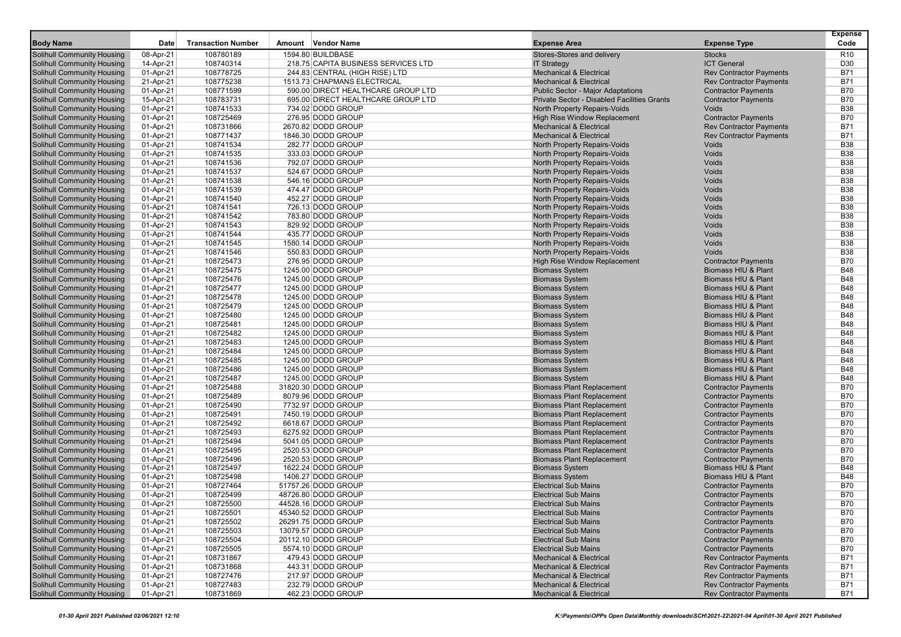| Body Name | Date | Transaction Number | Amount | Vendor Name | Expense Area | Expense Type | Expense Code |
|---|---|---|---|---|---|---|---|
| Solihull Community Housing | 08-Apr-21 | 108780189 | 1594.80 | BUILDBASE | Stores-Stores and delivery | Stocks | R10 |
| Solihull Community Housing | 14-Apr-21 | 108740314 | 218.75 | CAPITA BUSINESS SERVICES LTD | IT Strategy | ICT General | D30 |
| Solihull Community Housing | 01-Apr-21 | 108778725 | 244.83 | CENTRAL (HIGH RISE) LTD | Mechanical & Electrical | Rev Contractor Payments | B71 |
| Solihull Community Housing | 21-Apr-21 | 108775238 | 1513.73 | CHAPMANS ELECTRICAL | Mechanical & Electrical | Rev Contractor Payments | B71 |
| Solihull Community Housing | 01-Apr-21 | 108771599 | 590.00 | DIRECT HEALTHCARE GROUP LTD | Public Sector - Major Adaptations | Contractor Payments | B70 |
| Solihull Community Housing | 15-Apr-21 | 108783731 | 695.00 | DIRECT HEALTHCARE GROUP LTD | Private Sector - Disabled Facilities Grants | Contractor Payments | B70 |
| Solihull Community Housing | 01-Apr-21 | 108741533 | 734.02 | DODD GROUP | North Property Repairs-Voids | Voids | B38 |
| Solihull Community Housing | 01-Apr-21 | 108725469 | 276.95 | DODD GROUP | High Rise Window Replacement | Contractor Payments | B70 |
| Solihull Community Housing | 01-Apr-21 | 108731866 | 2670.82 | DODD GROUP | Mechanical & Electrical | Rev Contractor Payments | B71 |
| Solihull Community Housing | 01-Apr-21 | 108771437 | 1846.30 | DODD GROUP | Mechanical & Electrical | Rev Contractor Payments | B71 |
| Solihull Community Housing | 01-Apr-21 | 108741534 | 282.77 | DODD GROUP | North Property Repairs-Voids | Voids | B38 |
| Solihull Community Housing | 01-Apr-21 | 108741535 | 333.03 | DODD GROUP | North Property Repairs-Voids | Voids | B38 |
| Solihull Community Housing | 01-Apr-21 | 108741536 | 792.07 | DODD GROUP | North Property Repairs-Voids | Voids | B38 |
| Solihull Community Housing | 01-Apr-21 | 108741537 | 524.67 | DODD GROUP | North Property Repairs-Voids | Voids | B38 |
| Solihull Community Housing | 01-Apr-21 | 108741538 | 546.16 | DODD GROUP | North Property Repairs-Voids | Voids | B38 |
| Solihull Community Housing | 01-Apr-21 | 108741539 | 474.47 | DODD GROUP | North Property Repairs-Voids | Voids | B38 |
| Solihull Community Housing | 01-Apr-21 | 108741540 | 452.27 | DODD GROUP | North Property Repairs-Voids | Voids | B38 |
| Solihull Community Housing | 01-Apr-21 | 108741541 | 726.13 | DODD GROUP | North Property Repairs-Voids | Voids | B38 |
| Solihull Community Housing | 01-Apr-21 | 108741542 | 783.80 | DODD GROUP | North Property Repairs-Voids | Voids | B38 |
| Solihull Community Housing | 01-Apr-21 | 108741543 | 829.92 | DODD GROUP | North Property Repairs-Voids | Voids | B38 |
| Solihull Community Housing | 01-Apr-21 | 108741544 | 435.77 | DODD GROUP | North Property Repairs-Voids | Voids | B38 |
| Solihull Community Housing | 01-Apr-21 | 108741545 | 1580.14 | DODD GROUP | North Property Repairs-Voids | Voids | B38 |
| Solihull Community Housing | 01-Apr-21 | 108741546 | 550.83 | DODD GROUP | North Property Repairs-Voids | Voids | B38 |
| Solihull Community Housing | 01-Apr-21 | 108725473 | 276.95 | DODD GROUP | High Rise Window Replacement | Contractor Payments | B70 |
| Solihull Community Housing | 01-Apr-21 | 108725475 | 1245.00 | DODD GROUP | Biomass System | Biomass HIU & Plant | B48 |
| Solihull Community Housing | 01-Apr-21 | 108725476 | 1245.00 | DODD GROUP | Biomass System | Biomass HIU & Plant | B48 |
| Solihull Community Housing | 01-Apr-21 | 108725477 | 1245.00 | DODD GROUP | Biomass System | Biomass HIU & Plant | B48 |
| Solihull Community Housing | 01-Apr-21 | 108725478 | 1245.00 | DODD GROUP | Biomass System | Biomass HIU & Plant | B48 |
| Solihull Community Housing | 01-Apr-21 | 108725479 | 1245.00 | DODD GROUP | Biomass System | Biomass HIU & Plant | B48 |
| Solihull Community Housing | 01-Apr-21 | 108725480 | 1245.00 | DODD GROUP | Biomass System | Biomass HIU & Plant | B48 |
| Solihull Community Housing | 01-Apr-21 | 108725481 | 1245.00 | DODD GROUP | Biomass System | Biomass HIU & Plant | B48 |
| Solihull Community Housing | 01-Apr-21 | 108725482 | 1245.00 | DODD GROUP | Biomass System | Biomass HIU & Plant | B48 |
| Solihull Community Housing | 01-Apr-21 | 108725483 | 1245.00 | DODD GROUP | Biomass System | Biomass HIU & Plant | B48 |
| Solihull Community Housing | 01-Apr-21 | 108725484 | 1245.00 | DODD GROUP | Biomass System | Biomass HIU & Plant | B48 |
| Solihull Community Housing | 01-Apr-21 | 108725485 | 1245.00 | DODD GROUP | Biomass System | Biomass HIU & Plant | B48 |
| Solihull Community Housing | 01-Apr-21 | 108725486 | 1245.00 | DODD GROUP | Biomass System | Biomass HIU & Plant | B48 |
| Solihull Community Housing | 01-Apr-21 | 108725487 | 1245.00 | DODD GROUP | Biomass System | Biomass HIU & Plant | B48 |
| Solihull Community Housing | 01-Apr-21 | 108725488 | 31820.30 | DODD GROUP | Biomass Plant Replacement | Contractor Payments | B70 |
| Solihull Community Housing | 01-Apr-21 | 108725489 | 8079.96 | DODD GROUP | Biomass Plant Replacement | Contractor Payments | B70 |
| Solihull Community Housing | 01-Apr-21 | 108725490 | 7732.97 | DODD GROUP | Biomass Plant Replacement | Contractor Payments | B70 |
| Solihull Community Housing | 01-Apr-21 | 108725491 | 7450.19 | DODD GROUP | Biomass Plant Replacement | Contractor Payments | B70 |
| Solihull Community Housing | 01-Apr-21 | 108725492 | 6618.67 | DODD GROUP | Biomass Plant Replacement | Contractor Payments | B70 |
| Solihull Community Housing | 01-Apr-21 | 108725493 | 6275.92 | DODD GROUP | Biomass Plant Replacement | Contractor Payments | B70 |
| Solihull Community Housing | 01-Apr-21 | 108725494 | 5041.05 | DODD GROUP | Biomass Plant Replacement | Contractor Payments | B70 |
| Solihull Community Housing | 01-Apr-21 | 108725495 | 2520.53 | DODD GROUP | Biomass Plant Replacement | Contractor Payments | B70 |
| Solihull Community Housing | 01-Apr-21 | 108725496 | 2520.53 | DODD GROUP | Biomass Plant Replacement | Contractor Payments | B70 |
| Solihull Community Housing | 01-Apr-21 | 108725497 | 1622.24 | DODD GROUP | Biomass System | Biomass HIU & Plant | B48 |
| Solihull Community Housing | 01-Apr-21 | 108725498 | 1406.27 | DODD GROUP | Biomass System | Biomass HIU & Plant | B48 |
| Solihull Community Housing | 01-Apr-21 | 108727464 | 51757.26 | DODD GROUP | Electrical Sub Mains | Contractor Payments | B70 |
| Solihull Community Housing | 01-Apr-21 | 108725499 | 48726.80 | DODD GROUP | Electrical Sub Mains | Contractor Payments | B70 |
| Solihull Community Housing | 01-Apr-21 | 108725500 | 44528.16 | DODD GROUP | Electrical Sub Mains | Contractor Payments | B70 |
| Solihull Community Housing | 01-Apr-21 | 108725501 | 45340.52 | DODD GROUP | Electrical Sub Mains | Contractor Payments | B70 |
| Solihull Community Housing | 01-Apr-21 | 108725502 | 26291.75 | DODD GROUP | Electrical Sub Mains | Contractor Payments | B70 |
| Solihull Community Housing | 01-Apr-21 | 108725503 | 13079.57 | DODD GROUP | Electrical Sub Mains | Contractor Payments | B70 |
| Solihull Community Housing | 01-Apr-21 | 108725504 | 20112.10 | DODD GROUP | Electrical Sub Mains | Contractor Payments | B70 |
| Solihull Community Housing | 01-Apr-21 | 108725505 | 5574.10 | DODD GROUP | Electrical Sub Mains | Contractor Payments | B70 |
| Solihull Community Housing | 01-Apr-21 | 108731867 | 479.43 | DODD GROUP | Mechanical & Electrical | Rev Contractor Payments | B71 |
| Solihull Community Housing | 01-Apr-21 | 108731868 | 443.31 | DODD GROUP | Mechanical & Electrical | Rev Contractor Payments | B71 |
| Solihull Community Housing | 01-Apr-21 | 108727476 | 217.97 | DODD GROUP | Mechanical & Electrical | Rev Contractor Payments | B71 |
| Solihull Community Housing | 01-Apr-21 | 108727483 | 232.79 | DODD GROUP | Mechanical & Electrical | Rev Contractor Payments | B71 |
| Solihull Community Housing | 01-Apr-21 | 108731869 | 462.23 | DODD GROUP | Mechanical & Electrical | Rev Contractor Payments | B71 |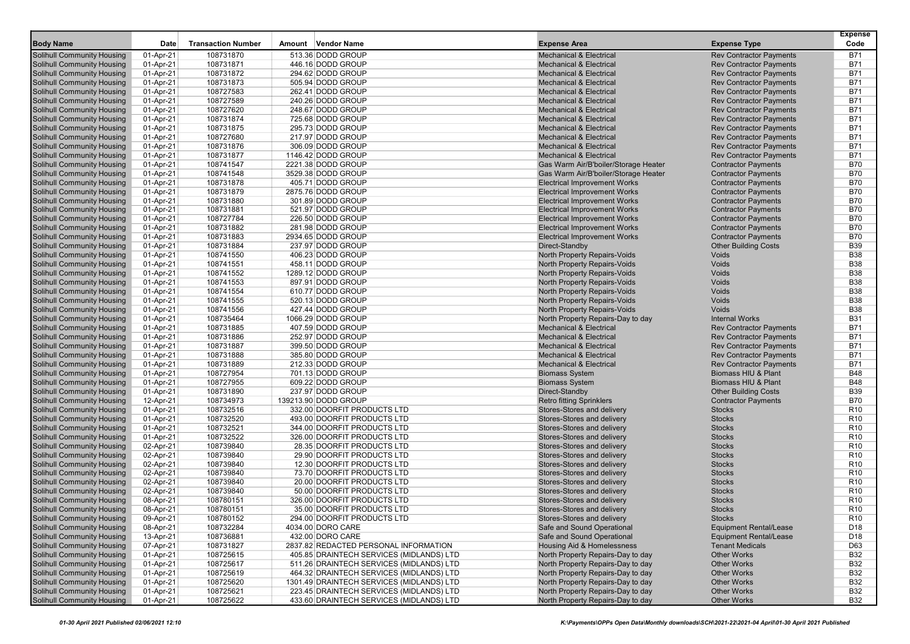| Body Name | Date | Transaction Number | Amount | Vendor Name | Expense Area | Expense Type | Expense Code |
|---|---|---|---|---|---|---|---|
| Solihull Community Housing | 01-Apr-21 | 108731870 | 513.36 | DODD GROUP | Mechanical & Electrical | Rev Contractor Payments | B71 |
| Solihull Community Housing | 01-Apr-21 | 108731871 | 446.16 | DODD GROUP | Mechanical & Electrical | Rev Contractor Payments | B71 |
| Solihull Community Housing | 01-Apr-21 | 108731872 | 294.62 | DODD GROUP | Mechanical & Electrical | Rev Contractor Payments | B71 |
| Solihull Community Housing | 01-Apr-21 | 108731873 | 505.94 | DODD GROUP | Mechanical & Electrical | Rev Contractor Payments | B71 |
| Solihull Community Housing | 01-Apr-21 | 108727583 | 262.41 | DODD GROUP | Mechanical & Electrical | Rev Contractor Payments | B71 |
| Solihull Community Housing | 01-Apr-21 | 108727589 | 240.26 | DODD GROUP | Mechanical & Electrical | Rev Contractor Payments | B71 |
| Solihull Community Housing | 01-Apr-21 | 108727620 | 248.67 | DODD GROUP | Mechanical & Electrical | Rev Contractor Payments | B71 |
| Solihull Community Housing | 01-Apr-21 | 108731874 | 725.68 | DODD GROUP | Mechanical & Electrical | Rev Contractor Payments | B71 |
| Solihull Community Housing | 01-Apr-21 | 108731875 | 295.73 | DODD GROUP | Mechanical & Electrical | Rev Contractor Payments | B71 |
| Solihull Community Housing | 01-Apr-21 | 108727680 | 217.97 | DODD GROUP | Mechanical & Electrical | Rev Contractor Payments | B71 |
| Solihull Community Housing | 01-Apr-21 | 108731876 | 306.09 | DODD GROUP | Mechanical & Electrical | Rev Contractor Payments | B71 |
| Solihull Community Housing | 01-Apr-21 | 108731877 | 1146.42 | DODD GROUP | Mechanical & Electrical | Rev Contractor Payments | B71 |
| Solihull Community Housing | 01-Apr-21 | 108741547 | 2221.38 | DODD GROUP | Gas Warm Air/B'boiler/Storage Heater | Contractor Payments | B70 |
| Solihull Community Housing | 01-Apr-21 | 108741548 | 3529.38 | DODD GROUP | Gas Warm Air/B'boiler/Storage Heater | Contractor Payments | B70 |
| Solihull Community Housing | 01-Apr-21 | 108731878 | 405.71 | DODD GROUP | Electrical Improvement Works | Contractor Payments | B70 |
| Solihull Community Housing | 01-Apr-21 | 108731879 | 2875.76 | DODD GROUP | Electrical Improvement Works | Contractor Payments | B70 |
| Solihull Community Housing | 01-Apr-21 | 108731880 | 301.89 | DODD GROUP | Electrical Improvement Works | Contractor Payments | B70 |
| Solihull Community Housing | 01-Apr-21 | 108731881 | 521.97 | DODD GROUP | Electrical Improvement Works | Contractor Payments | B70 |
| Solihull Community Housing | 01-Apr-21 | 108727784 | 226.50 | DODD GROUP | Electrical Improvement Works | Contractor Payments | B70 |
| Solihull Community Housing | 01-Apr-21 | 108731882 | 281.98 | DODD GROUP | Electrical Improvement Works | Contractor Payments | B70 |
| Solihull Community Housing | 01-Apr-21 | 108731883 | 2934.65 | DODD GROUP | Electrical Improvement Works | Contractor Payments | B70 |
| Solihull Community Housing | 01-Apr-21 | 108731884 | 237.97 | DODD GROUP | Direct-Standby | Other Building Costs | B39 |
| Solihull Community Housing | 01-Apr-21 | 108741550 | 406.23 | DODD GROUP | North Property Repairs-Voids | Voids | B38 |
| Solihull Community Housing | 01-Apr-21 | 108741551 | 458.11 | DODD GROUP | North Property Repairs-Voids | Voids | B38 |
| Solihull Community Housing | 01-Apr-21 | 108741552 | 1289.12 | DODD GROUP | North Property Repairs-Voids | Voids | B38 |
| Solihull Community Housing | 01-Apr-21 | 108741553 | 897.91 | DODD GROUP | North Property Repairs-Voids | Voids | B38 |
| Solihull Community Housing | 01-Apr-21 | 108741554 | 610.77 | DODD GROUP | North Property Repairs-Voids | Voids | B38 |
| Solihull Community Housing | 01-Apr-21 | 108741555 | 520.13 | DODD GROUP | North Property Repairs-Voids | Voids | B38 |
| Solihull Community Housing | 01-Apr-21 | 108741556 | 427.44 | DODD GROUP | North Property Repairs-Voids | Voids | B38 |
| Solihull Community Housing | 01-Apr-21 | 108735464 | 1066.29 | DODD GROUP | North Property Repairs-Day to day | Internal Works | B31 |
| Solihull Community Housing | 01-Apr-21 | 108731885 | 407.59 | DODD GROUP | Mechanical & Electrical | Rev Contractor Payments | B71 |
| Solihull Community Housing | 01-Apr-21 | 108731886 | 252.97 | DODD GROUP | Mechanical & Electrical | Rev Contractor Payments | B71 |
| Solihull Community Housing | 01-Apr-21 | 108731887 | 399.50 | DODD GROUP | Mechanical & Electrical | Rev Contractor Payments | B71 |
| Solihull Community Housing | 01-Apr-21 | 108731888 | 385.80 | DODD GROUP | Mechanical & Electrical | Rev Contractor Payments | B71 |
| Solihull Community Housing | 01-Apr-21 | 108731889 | 212.33 | DODD GROUP | Mechanical & Electrical | Rev Contractor Payments | B71 |
| Solihull Community Housing | 01-Apr-21 | 108727954 | 701.13 | DODD GROUP | Biomass System | Biomass HIU & Plant | B48 |
| Solihull Community Housing | 01-Apr-21 | 108727955 | 609.22 | DODD GROUP | Biomass System | Biomass HIU & Plant | B48 |
| Solihull Community Housing | 01-Apr-21 | 108731890 | 237.97 | DODD GROUP | Direct-Standby | Other Building Costs | B39 |
| Solihull Community Housing | 12-Apr-21 | 108734973 | 139213.90 | DODD GROUP | Retro fitting Sprinklers | Contractor Payments | B70 |
| Solihull Community Housing | 01-Apr-21 | 108732516 | 332.00 | DOORFIT PRODUCTS LTD | Stores-Stores and delivery | Stocks | R10 |
| Solihull Community Housing | 01-Apr-21 | 108732520 | 493.00 | DOORFIT PRODUCTS LTD | Stores-Stores and delivery | Stocks | R10 |
| Solihull Community Housing | 01-Apr-21 | 108732521 | 344.00 | DOORFIT PRODUCTS LTD | Stores-Stores and delivery | Stocks | R10 |
| Solihull Community Housing | 01-Apr-21 | 108732522 | 326.00 | DOORFIT PRODUCTS LTD | Stores-Stores and delivery | Stocks | R10 |
| Solihull Community Housing | 02-Apr-21 | 108739840 | 28.35 | DOORFIT PRODUCTS LTD | Stores-Stores and delivery | Stocks | R10 |
| Solihull Community Housing | 02-Apr-21 | 108739840 | 29.90 | DOORFIT PRODUCTS LTD | Stores-Stores and delivery | Stocks | R10 |
| Solihull Community Housing | 02-Apr-21 | 108739840 | 12.30 | DOORFIT PRODUCTS LTD | Stores-Stores and delivery | Stocks | R10 |
| Solihull Community Housing | 02-Apr-21 | 108739840 | 73.70 | DOORFIT PRODUCTS LTD | Stores-Stores and delivery | Stocks | R10 |
| Solihull Community Housing | 02-Apr-21 | 108739840 | 20.00 | DOORFIT PRODUCTS LTD | Stores-Stores and delivery | Stocks | R10 |
| Solihull Community Housing | 02-Apr-21 | 108739840 | 50.00 | DOORFIT PRODUCTS LTD | Stores-Stores and delivery | Stocks | R10 |
| Solihull Community Housing | 08-Apr-21 | 108780151 | 326.00 | DOORFIT PRODUCTS LTD | Stores-Stores and delivery | Stocks | R10 |
| Solihull Community Housing | 08-Apr-21 | 108780151 | 35.00 | DOORFIT PRODUCTS LTD | Stores-Stores and delivery | Stocks | R10 |
| Solihull Community Housing | 09-Apr-21 | 108780152 | 294.00 | DOORFIT PRODUCTS LTD | Stores-Stores and delivery | Stocks | R10 |
| Solihull Community Housing | 08-Apr-21 | 108732284 | 4034.00 | DORO CARE | Safe and Sound Operational | Equipment Rental/Lease | D18 |
| Solihull Community Housing | 13-Apr-21 | 108736881 | 432.00 | DORO CARE | Safe and Sound Operational | Equipment Rental/Lease | D18 |
| Solihull Community Housing | 07-Apr-21 | 108731827 | 2837.82 | REDACTED PERSONAL INFORMATION | Housing Aid & Homelessness | Tenant Medicals | D63 |
| Solihull Community Housing | 01-Apr-21 | 108725615 | 405.85 | DRAINTECH SERVICES (MIDLANDS) LTD | North Property Repairs-Day to day | Other Works | B32 |
| Solihull Community Housing | 01-Apr-21 | 108725617 | 511.26 | DRAINTECH SERVICES (MIDLANDS) LTD | North Property Repairs-Day to day | Other Works | B32 |
| Solihull Community Housing | 01-Apr-21 | 108725619 | 464.32 | DRAINTECH SERVICES (MIDLANDS) LTD | North Property Repairs-Day to day | Other Works | B32 |
| Solihull Community Housing | 01-Apr-21 | 108725620 | 1301.49 | DRAINTECH SERVICES (MIDLANDS) LTD | North Property Repairs-Day to day | Other Works | B32 |
| Solihull Community Housing | 01-Apr-21 | 108725621 | 223.45 | DRAINTECH SERVICES (MIDLANDS) LTD | North Property Repairs-Day to day | Other Works | B32 |
| Solihull Community Housing | 01-Apr-21 | 108725622 | 433.60 | DRAINTECH SERVICES (MIDLANDS) LTD | North Property Repairs-Day to day | Other Works | B32 |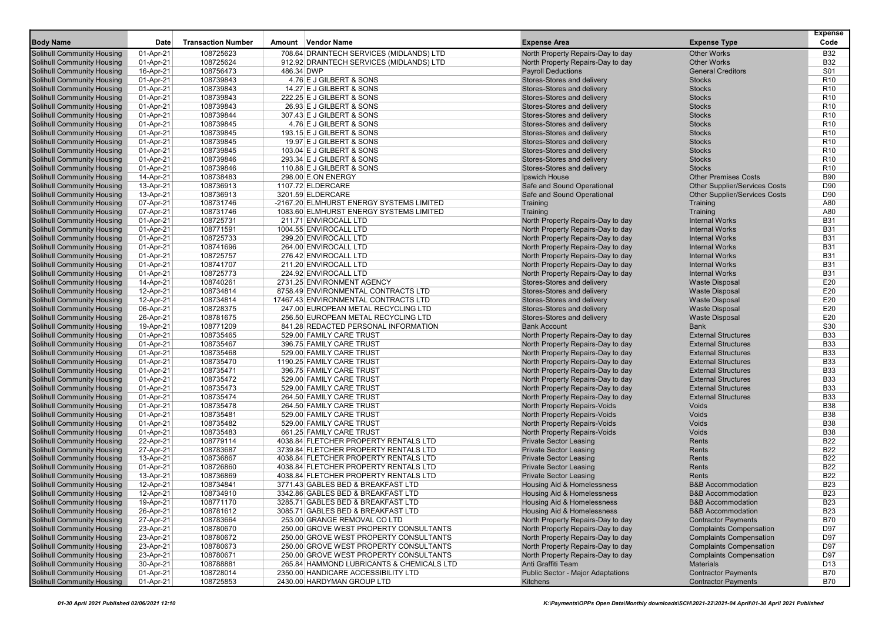| Body Name | Date | Transaction Number | Amount | Vendor Name | Expense Area | Expense Type | Expense Code |
|---|---|---|---|---|---|---|---|
| Solihull Community Housing | 01-Apr-21 | 108725623 | 708.64 | DRAINTECH SERVICES (MIDLANDS) LTD | North Property Repairs-Day to day | Other Works | B32 |
| Solihull Community Housing | 01-Apr-21 | 108725624 | 912.92 | DRAINTECH SERVICES (MIDLANDS) LTD | North Property Repairs-Day to day | Other Works | B32 |
| Solihull Community Housing | 16-Apr-21 | 108756473 | 486.34 | DWP | Payroll Deductions | General Creditors | S01 |
| Solihull Community Housing | 01-Apr-21 | 108739843 | 4.76 | E J GILBERT & SONS | Stores-Stores and delivery | Stocks | R10 |
| Solihull Community Housing | 01-Apr-21 | 108739843 | 14.27 | E J GILBERT & SONS | Stores-Stores and delivery | Stocks | R10 |
| Solihull Community Housing | 01-Apr-21 | 108739843 | 222.25 | E J GILBERT & SONS | Stores-Stores and delivery | Stocks | R10 |
| Solihull Community Housing | 01-Apr-21 | 108739843 | 26.93 | E J GILBERT & SONS | Stores-Stores and delivery | Stocks | R10 |
| Solihull Community Housing | 01-Apr-21 | 108739844 | 307.43 | E J GILBERT & SONS | Stores-Stores and delivery | Stocks | R10 |
| Solihull Community Housing | 01-Apr-21 | 108739845 | 4.76 | E J GILBERT & SONS | Stores-Stores and delivery | Stocks | R10 |
| Solihull Community Housing | 01-Apr-21 | 108739845 | 193.15 | E J GILBERT & SONS | Stores-Stores and delivery | Stocks | R10 |
| Solihull Community Housing | 01-Apr-21 | 108739845 | 19.97 | E J GILBERT & SONS | Stores-Stores and delivery | Stocks | R10 |
| Solihull Community Housing | 01-Apr-21 | 108739845 | 103.04 | E J GILBERT & SONS | Stores-Stores and delivery | Stocks | R10 |
| Solihull Community Housing | 01-Apr-21 | 108739846 | 293.34 | E J GILBERT & SONS | Stores-Stores and delivery | Stocks | R10 |
| Solihull Community Housing | 01-Apr-21 | 108739846 | 110.88 | E J GILBERT & SONS | Stores-Stores and delivery | Stocks | R10 |
| Solihull Community Housing | 14-Apr-21 | 108738483 | 298.00 | E.ON ENERGY | Ipswich House | Other Premises Costs | B90 |
| Solihull Community Housing | 13-Apr-21 | 108736913 | 1107.72 | ELDERCARE | Safe and Sound Operational | Other Supplier/Services Costs | D90 |
| Solihull Community Housing | 13-Apr-21 | 108736913 | 3201.59 | ELDERCARE | Safe and Sound Operational | Other Supplier/Services Costs | D90 |
| Solihull Community Housing | 07-Apr-21 | 108731746 | -2167.20 | ELMHURST ENERGY SYSTEMS LIMITED | Training | Training | A80 |
| Solihull Community Housing | 07-Apr-21 | 108731746 | 1083.60 | ELMHURST ENERGY SYSTEMS LIMITED | Training | Training | A80 |
| Solihull Community Housing | 01-Apr-21 | 108725731 | 211.71 | ENVIROCALL LTD | North Property Repairs-Day to day | Internal Works | B31 |
| Solihull Community Housing | 01-Apr-21 | 108771591 | 1004.55 | ENVIROCALL LTD | North Property Repairs-Day to day | Internal Works | B31 |
| Solihull Community Housing | 01-Apr-21 | 108725733 | 299.20 | ENVIROCALL LTD | North Property Repairs-Day to day | Internal Works | B31 |
| Solihull Community Housing | 01-Apr-21 | 108741696 | 264.00 | ENVIROCALL LTD | North Property Repairs-Day to day | Internal Works | B31 |
| Solihull Community Housing | 01-Apr-21 | 108725757 | 276.42 | ENVIROCALL LTD | North Property Repairs-Day to day | Internal Works | B31 |
| Solihull Community Housing | 01-Apr-21 | 108741707 | 211.20 | ENVIROCALL LTD | North Property Repairs-Day to day | Internal Works | B31 |
| Solihull Community Housing | 01-Apr-21 | 108725773 | 224.92 | ENVIROCALL LTD | North Property Repairs-Day to day | Internal Works | B31 |
| Solihull Community Housing | 14-Apr-21 | 108740261 | 2731.25 | ENVIRONMENT AGENCY | Stores-Stores and delivery | Waste Disposal | E20 |
| Solihull Community Housing | 12-Apr-21 | 108734814 | 8758.49 | ENVIRONMENTAL CONTRACTS LTD | Stores-Stores and delivery | Waste Disposal | E20 |
| Solihull Community Housing | 12-Apr-21 | 108734814 | 17467.43 | ENVIRONMENTAL CONTRACTS LTD | Stores-Stores and delivery | Waste Disposal | E20 |
| Solihull Community Housing | 06-Apr-21 | 108728375 | 247.00 | EUROPEAN METAL RECYCLING LTD | Stores-Stores and delivery | Waste Disposal | E20 |
| Solihull Community Housing | 26-Apr-21 | 108781675 | 256.50 | EUROPEAN METAL RECYCLING LTD | Stores-Stores and delivery | Waste Disposal | E20 |
| Solihull Community Housing | 19-Apr-21 | 108771209 | 841.28 | REDACTED PERSONAL INFORMATION | Bank Account | Bank | S30 |
| Solihull Community Housing | 01-Apr-21 | 108735465 | 529.00 | FAMILY CARE TRUST | North Property Repairs-Day to day | External Structures | B33 |
| Solihull Community Housing | 01-Apr-21 | 108735467 | 396.75 | FAMILY CARE TRUST | North Property Repairs-Day to day | External Structures | B33 |
| Solihull Community Housing | 01-Apr-21 | 108735468 | 529.00 | FAMILY CARE TRUST | North Property Repairs-Day to day | External Structures | B33 |
| Solihull Community Housing | 01-Apr-21 | 108735470 | 1190.25 | FAMILY CARE TRUST | North Property Repairs-Day to day | External Structures | B33 |
| Solihull Community Housing | 01-Apr-21 | 108735471 | 396.75 | FAMILY CARE TRUST | North Property Repairs-Day to day | External Structures | B33 |
| Solihull Community Housing | 01-Apr-21 | 108735472 | 529.00 | FAMILY CARE TRUST | North Property Repairs-Day to day | External Structures | B33 |
| Solihull Community Housing | 01-Apr-21 | 108735473 | 529.00 | FAMILY CARE TRUST | North Property Repairs-Day to day | External Structures | B33 |
| Solihull Community Housing | 01-Apr-21 | 108735474 | 264.50 | FAMILY CARE TRUST | North Property Repairs-Day to day | External Structures | B33 |
| Solihull Community Housing | 01-Apr-21 | 108735478 | 264.50 | FAMILY CARE TRUST | North Property Repairs-Voids | Voids | B38 |
| Solihull Community Housing | 01-Apr-21 | 108735481 | 529.00 | FAMILY CARE TRUST | North Property Repairs-Voids | Voids | B38 |
| Solihull Community Housing | 01-Apr-21 | 108735482 | 529.00 | FAMILY CARE TRUST | North Property Repairs-Voids | Voids | B38 |
| Solihull Community Housing | 01-Apr-21 | 108735483 | 661.25 | FAMILY CARE TRUST | North Property Repairs-Voids | Voids | B38 |
| Solihull Community Housing | 22-Apr-21 | 108779114 | 4038.84 | FLETCHER PROPERTY RENTALS LTD | Private Sector Leasing | Rents | B22 |
| Solihull Community Housing | 27-Apr-21 | 108783687 | 3739.84 | FLETCHER PROPERTY RENTALS LTD | Private Sector Leasing | Rents | B22 |
| Solihull Community Housing | 13-Apr-21 | 108736867 | 4038.84 | FLETCHER PROPERTY RENTALS LTD | Private Sector Leasing | Rents | B22 |
| Solihull Community Housing | 01-Apr-21 | 108726860 | 4038.84 | FLETCHER PROPERTY RENTALS LTD | Private Sector Leasing | Rents | B22 |
| Solihull Community Housing | 13-Apr-21 | 108736869 | 4038.84 | FLETCHER PROPERTY RENTALS LTD | Private Sector Leasing | Rents | B22 |
| Solihull Community Housing | 12-Apr-21 | 108734841 | 3771.43 | GABLES BED & BREAKFAST LTD | Housing Aid & Homelessness | B&B Accommodation | B23 |
| Solihull Community Housing | 12-Apr-21 | 108734910 | 3342.86 | GABLES BED & BREAKFAST LTD | Housing Aid & Homelessness | B&B Accommodation | B23 |
| Solihull Community Housing | 19-Apr-21 | 108771170 | 3285.71 | GABLES BED & BREAKFAST LTD | Housing Aid & Homelessness | B&B Accommodation | B23 |
| Solihull Community Housing | 26-Apr-21 | 108781612 | 3085.71 | GABLES BED & BREAKFAST LTD | Housing Aid & Homelessness | B&B Accommodation | B23 |
| Solihull Community Housing | 27-Apr-21 | 108783664 | 253.00 | GRANGE REMOVAL CO LTD | North Property Repairs-Day to day | Contractor Payments | B70 |
| Solihull Community Housing | 23-Apr-21 | 108780670 | 250.00 | GROVE WEST PROPERTY CONSULTANTS | North Property Repairs-Day to day | Complaints Compensation | D97 |
| Solihull Community Housing | 23-Apr-21 | 108780672 | 250.00 | GROVE WEST PROPERTY CONSULTANTS | North Property Repairs-Day to day | Complaints Compensation | D97 |
| Solihull Community Housing | 23-Apr-21 | 108780673 | 250.00 | GROVE WEST PROPERTY CONSULTANTS | North Property Repairs-Day to day | Complaints Compensation | D97 |
| Solihull Community Housing | 23-Apr-21 | 108780671 | 250.00 | GROVE WEST PROPERTY CONSULTANTS | North Property Repairs-Day to day | Complaints Compensation | D97 |
| Solihull Community Housing | 30-Apr-21 | 108788881 | 265.84 | HAMMOND LUBRICANTS & CHEMICALS LTD | Anti Graffiti Team | Materials | D13 |
| Solihull Community Housing | 01-Apr-21 | 108728014 | 2350.00 | HANDICARE ACCESSIBILITY LTD | Public Sector - Major Adaptations | Contractor Payments | B70 |
| Solihull Community Housing | 01-Apr-21 | 108725853 | 2430.00 | HARDYMAN GROUP LTD | Kitchens | Contractor Payments | B70 |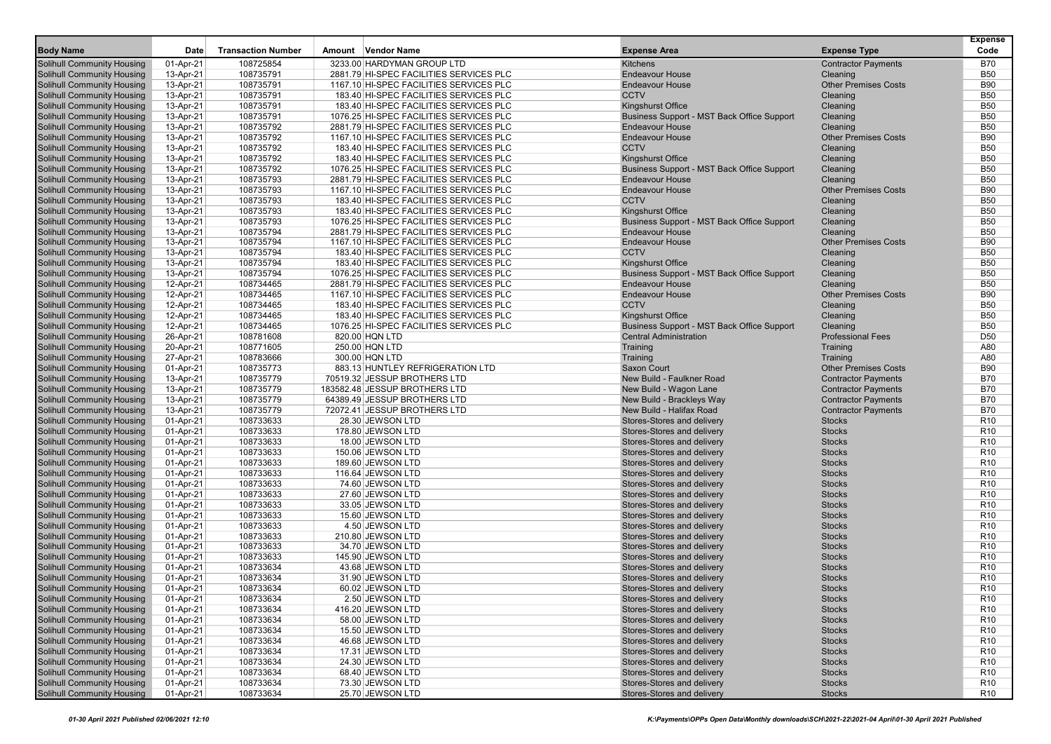| Body Name | Date | Transaction Number | Amount | Vendor Name | Expense Area | Expense Type | Expense Code |
|---|---|---|---|---|---|---|---|
| Solihull Community Housing | 01-Apr-21 | 108725854 | 3233.00 | HARDYMAN GROUP LTD | Kitchens | Contractor Payments | B70 |
| Solihull Community Housing | 13-Apr-21 | 108735791 | 2881.79 | HI-SPEC FACILITIES SERVICES PLC | Endeavour House | Cleaning | B50 |
| Solihull Community Housing | 13-Apr-21 | 108735791 | 1167.10 | HI-SPEC FACILITIES SERVICES PLC | Endeavour House | Other Premises Costs | B90 |
| Solihull Community Housing | 13-Apr-21 | 108735791 | 183.40 | HI-SPEC FACILITIES SERVICES PLC | CCTV | Cleaning | B50 |
| Solihull Community Housing | 13-Apr-21 | 108735791 | 183.40 | HI-SPEC FACILITIES SERVICES PLC | Kingshurst Office | Cleaning | B50 |
| Solihull Community Housing | 13-Apr-21 | 108735791 | 1076.25 | HI-SPEC FACILITIES SERVICES PLC | Business Support - MST Back Office Support | Cleaning | B50 |
| Solihull Community Housing | 13-Apr-21 | 108735792 | 2881.79 | HI-SPEC FACILITIES SERVICES PLC | Endeavour House | Cleaning | B50 |
| Solihull Community Housing | 13-Apr-21 | 108735792 | 1167.10 | HI-SPEC FACILITIES SERVICES PLC | Endeavour House | Other Premises Costs | B90 |
| Solihull Community Housing | 13-Apr-21 | 108735792 | 183.40 | HI-SPEC FACILITIES SERVICES PLC | CCTV | Cleaning | B50 |
| Solihull Community Housing | 13-Apr-21 | 108735792 | 183.40 | HI-SPEC FACILITIES SERVICES PLC | Kingshurst Office | Cleaning | B50 |
| Solihull Community Housing | 13-Apr-21 | 108735792 | 1076.25 | HI-SPEC FACILITIES SERVICES PLC | Business Support - MST Back Office Support | Cleaning | B50 |
| Solihull Community Housing | 13-Apr-21 | 108735793 | 2881.79 | HI-SPEC FACILITIES SERVICES PLC | Endeavour House | Cleaning | B50 |
| Solihull Community Housing | 13-Apr-21 | 108735793 | 1167.10 | HI-SPEC FACILITIES SERVICES PLC | Endeavour House | Other Premises Costs | B90 |
| Solihull Community Housing | 13-Apr-21 | 108735793 | 183.40 | HI-SPEC FACILITIES SERVICES PLC | CCTV | Cleaning | B50 |
| Solihull Community Housing | 13-Apr-21 | 108735793 | 183.40 | HI-SPEC FACILITIES SERVICES PLC | Kingshurst Office | Cleaning | B50 |
| Solihull Community Housing | 13-Apr-21 | 108735793 | 1076.25 | HI-SPEC FACILITIES SERVICES PLC | Business Support - MST Back Office Support | Cleaning | B50 |
| Solihull Community Housing | 13-Apr-21 | 108735794 | 2881.79 | HI-SPEC FACILITIES SERVICES PLC | Endeavour House | Cleaning | B50 |
| Solihull Community Housing | 13-Apr-21 | 108735794 | 1167.10 | HI-SPEC FACILITIES SERVICES PLC | Endeavour House | Other Premises Costs | B90 |
| Solihull Community Housing | 13-Apr-21 | 108735794 | 183.40 | HI-SPEC FACILITIES SERVICES PLC | CCTV | Cleaning | B50 |
| Solihull Community Housing | 13-Apr-21 | 108735794 | 183.40 | HI-SPEC FACILITIES SERVICES PLC | Kingshurst Office | Cleaning | B50 |
| Solihull Community Housing | 13-Apr-21 | 108735794 | 1076.25 | HI-SPEC FACILITIES SERVICES PLC | Business Support - MST Back Office Support | Cleaning | B50 |
| Solihull Community Housing | 12-Apr-21 | 108734465 | 2881.79 | HI-SPEC FACILITIES SERVICES PLC | Endeavour House | Cleaning | B50 |
| Solihull Community Housing | 12-Apr-21 | 108734465 | 1167.10 | HI-SPEC FACILITIES SERVICES PLC | Endeavour House | Other Premises Costs | B90 |
| Solihull Community Housing | 12-Apr-21 | 108734465 | 183.40 | HI-SPEC FACILITIES SERVICES PLC | CCTV | Cleaning | B50 |
| Solihull Community Housing | 12-Apr-21 | 108734465 | 183.40 | HI-SPEC FACILITIES SERVICES PLC | Kingshurst Office | Cleaning | B50 |
| Solihull Community Housing | 12-Apr-21 | 108734465 | 1076.25 | HI-SPEC FACILITIES SERVICES PLC | Business Support - MST Back Office Support | Cleaning | B50 |
| Solihull Community Housing | 26-Apr-21 | 108781608 | 820.00 | HQN LTD | Central Administration | Professional Fees | D50 |
| Solihull Community Housing | 20-Apr-21 | 108771605 | 250.00 | HQN LTD | Training | Training | A80 |
| Solihull Community Housing | 27-Apr-21 | 108783666 | 300.00 | HQN LTD | Training | Training | A80 |
| Solihull Community Housing | 01-Apr-21 | 108735773 | 883.13 | HUNTLEY REFRIGERATION LTD | Saxon Court | Other Premises Costs | B90 |
| Solihull Community Housing | 13-Apr-21 | 108735779 | 70519.32 | JESSUP BROTHERS LTD | New Build - Faulkner Road | Contractor Payments | B70 |
| Solihull Community Housing | 13-Apr-21 | 108735779 | 183582.48 | JESSUP BROTHERS LTD | New Build - Wagon Lane | Contractor Payments | B70 |
| Solihull Community Housing | 13-Apr-21 | 108735779 | 64389.49 | JESSUP BROTHERS LTD | New Build - Brackleys Way | Contractor Payments | B70 |
| Solihull Community Housing | 13-Apr-21 | 108735779 | 72072.41 | JESSUP BROTHERS LTD | New Build - Halifax Road | Contractor Payments | B70 |
| Solihull Community Housing | 01-Apr-21 | 108733633 | 28.30 | JEWSON LTD | Stores-Stores and delivery | Stocks | R10 |
| Solihull Community Housing | 01-Apr-21 | 108733633 | 178.80 | JEWSON LTD | Stores-Stores and delivery | Stocks | R10 |
| Solihull Community Housing | 01-Apr-21 | 108733633 | 18.00 | JEWSON LTD | Stores-Stores and delivery | Stocks | R10 |
| Solihull Community Housing | 01-Apr-21 | 108733633 | 150.06 | JEWSON LTD | Stores-Stores and delivery | Stocks | R10 |
| Solihull Community Housing | 01-Apr-21 | 108733633 | 189.60 | JEWSON LTD | Stores-Stores and delivery | Stocks | R10 |
| Solihull Community Housing | 01-Apr-21 | 108733633 | 116.64 | JEWSON LTD | Stores-Stores and delivery | Stocks | R10 |
| Solihull Community Housing | 01-Apr-21 | 108733633 | 74.60 | JEWSON LTD | Stores-Stores and delivery | Stocks | R10 |
| Solihull Community Housing | 01-Apr-21 | 108733633 | 27.60 | JEWSON LTD | Stores-Stores and delivery | Stocks | R10 |
| Solihull Community Housing | 01-Apr-21 | 108733633 | 33.05 | JEWSON LTD | Stores-Stores and delivery | Stocks | R10 |
| Solihull Community Housing | 01-Apr-21 | 108733633 | 15.60 | JEWSON LTD | Stores-Stores and delivery | Stocks | R10 |
| Solihull Community Housing | 01-Apr-21 | 108733633 | 4.50 | JEWSON LTD | Stores-Stores and delivery | Stocks | R10 |
| Solihull Community Housing | 01-Apr-21 | 108733633 | 210.80 | JEWSON LTD | Stores-Stores and delivery | Stocks | R10 |
| Solihull Community Housing | 01-Apr-21 | 108733633 | 34.70 | JEWSON LTD | Stores-Stores and delivery | Stocks | R10 |
| Solihull Community Housing | 01-Apr-21 | 108733633 | 145.90 | JEWSON LTD | Stores-Stores and delivery | Stocks | R10 |
| Solihull Community Housing | 01-Apr-21 | 108733634 | 43.68 | JEWSON LTD | Stores-Stores and delivery | Stocks | R10 |
| Solihull Community Housing | 01-Apr-21 | 108733634 | 31.90 | JEWSON LTD | Stores-Stores and delivery | Stocks | R10 |
| Solihull Community Housing | 01-Apr-21 | 108733634 | 60.02 | JEWSON LTD | Stores-Stores and delivery | Stocks | R10 |
| Solihull Community Housing | 01-Apr-21 | 108733634 | 2.50 | JEWSON LTD | Stores-Stores and delivery | Stocks | R10 |
| Solihull Community Housing | 01-Apr-21 | 108733634 | 416.20 | JEWSON LTD | Stores-Stores and delivery | Stocks | R10 |
| Solihull Community Housing | 01-Apr-21 | 108733634 | 58.00 | JEWSON LTD | Stores-Stores and delivery | Stocks | R10 |
| Solihull Community Housing | 01-Apr-21 | 108733634 | 15.50 | JEWSON LTD | Stores-Stores and delivery | Stocks | R10 |
| Solihull Community Housing | 01-Apr-21 | 108733634 | 46.68 | JEWSON LTD | Stores-Stores and delivery | Stocks | R10 |
| Solihull Community Housing | 01-Apr-21 | 108733634 | 17.31 | JEWSON LTD | Stores-Stores and delivery | Stocks | R10 |
| Solihull Community Housing | 01-Apr-21 | 108733634 | 24.30 | JEWSON LTD | Stores-Stores and delivery | Stocks | R10 |
| Solihull Community Housing | 01-Apr-21 | 108733634 | 68.40 | JEWSON LTD | Stores-Stores and delivery | Stocks | R10 |
| Solihull Community Housing | 01-Apr-21 | 108733634 | 73.30 | JEWSON LTD | Stores-Stores and delivery | Stocks | R10 |
| Solihull Community Housing | 01-Apr-21 | 108733634 | 25.70 | JEWSON LTD | Stores-Stores and delivery | Stocks | R10 |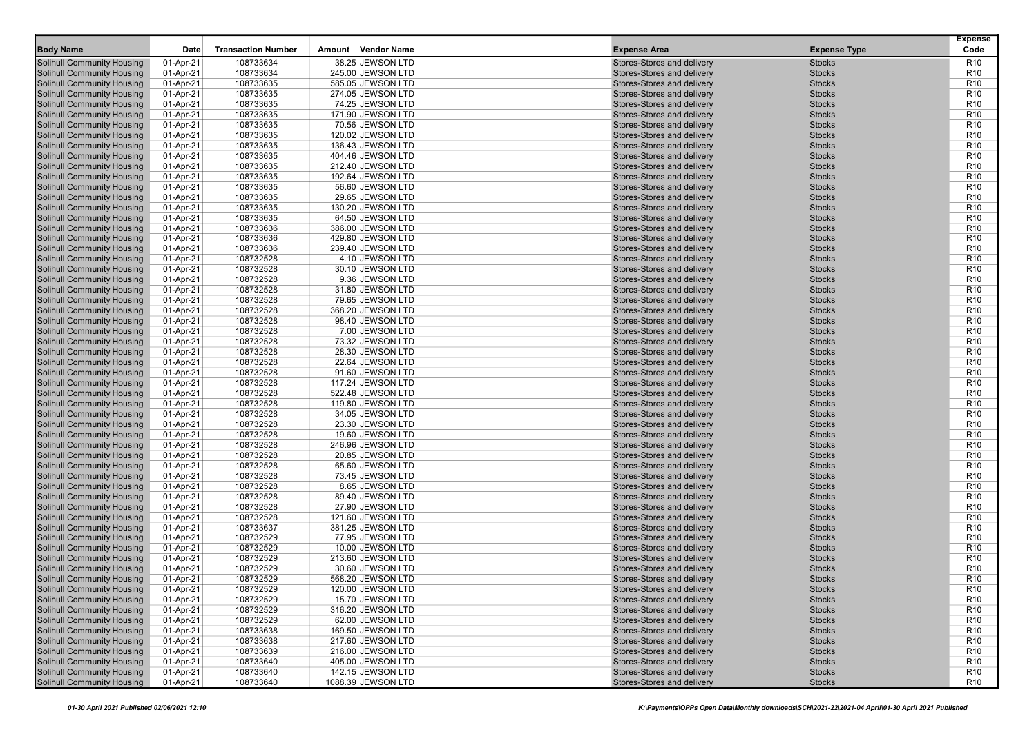| Body Name | Date | Transaction Number | Amount | Vendor Name | Expense Area | Expense Type | Expense Code |
|---|---|---|---|---|---|---|---|
| Solihull Community Housing | 01-Apr-21 | 108733634 | 38.25 | JEWSON LTD | Stores-Stores and delivery | Stocks | R10 |
| Solihull Community Housing | 01-Apr-21 | 108733634 | 245.00 | JEWSON LTD | Stores-Stores and delivery | Stocks | R10 |
| Solihull Community Housing | 01-Apr-21 | 108733635 | 585.05 | JEWSON LTD | Stores-Stores and delivery | Stocks | R10 |
| Solihull Community Housing | 01-Apr-21 | 108733635 | 274.05 | JEWSON LTD | Stores-Stores and delivery | Stocks | R10 |
| Solihull Community Housing | 01-Apr-21 | 108733635 | 74.25 | JEWSON LTD | Stores-Stores and delivery | Stocks | R10 |
| Solihull Community Housing | 01-Apr-21 | 108733635 | 171.90 | JEWSON LTD | Stores-Stores and delivery | Stocks | R10 |
| Solihull Community Housing | 01-Apr-21 | 108733635 | 70.56 | JEWSON LTD | Stores-Stores and delivery | Stocks | R10 |
| Solihull Community Housing | 01-Apr-21 | 108733635 | 120.02 | JEWSON LTD | Stores-Stores and delivery | Stocks | R10 |
| Solihull Community Housing | 01-Apr-21 | 108733635 | 136.43 | JEWSON LTD | Stores-Stores and delivery | Stocks | R10 |
| Solihull Community Housing | 01-Apr-21 | 108733635 | 404.46 | JEWSON LTD | Stores-Stores and delivery | Stocks | R10 |
| Solihull Community Housing | 01-Apr-21 | 108733635 | 212.40 | JEWSON LTD | Stores-Stores and delivery | Stocks | R10 |
| Solihull Community Housing | 01-Apr-21 | 108733635 | 192.64 | JEWSON LTD | Stores-Stores and delivery | Stocks | R10 |
| Solihull Community Housing | 01-Apr-21 | 108733635 | 56.60 | JEWSON LTD | Stores-Stores and delivery | Stocks | R10 |
| Solihull Community Housing | 01-Apr-21 | 108733635 | 29.65 | JEWSON LTD | Stores-Stores and delivery | Stocks | R10 |
| Solihull Community Housing | 01-Apr-21 | 108733635 | 130.20 | JEWSON LTD | Stores-Stores and delivery | Stocks | R10 |
| Solihull Community Housing | 01-Apr-21 | 108733635 | 64.50 | JEWSON LTD | Stores-Stores and delivery | Stocks | R10 |
| Solihull Community Housing | 01-Apr-21 | 108733636 | 386.00 | JEWSON LTD | Stores-Stores and delivery | Stocks | R10 |
| Solihull Community Housing | 01-Apr-21 | 108733636 | 429.80 | JEWSON LTD | Stores-Stores and delivery | Stocks | R10 |
| Solihull Community Housing | 01-Apr-21 | 108733636 | 239.40 | JEWSON LTD | Stores-Stores and delivery | Stocks | R10 |
| Solihull Community Housing | 01-Apr-21 | 108732528 | 4.10 | JEWSON LTD | Stores-Stores and delivery | Stocks | R10 |
| Solihull Community Housing | 01-Apr-21 | 108732528 | 30.10 | JEWSON LTD | Stores-Stores and delivery | Stocks | R10 |
| Solihull Community Housing | 01-Apr-21 | 108732528 | 9.36 | JEWSON LTD | Stores-Stores and delivery | Stocks | R10 |
| Solihull Community Housing | 01-Apr-21 | 108732528 | 31.80 | JEWSON LTD | Stores-Stores and delivery | Stocks | R10 |
| Solihull Community Housing | 01-Apr-21 | 108732528 | 79.65 | JEWSON LTD | Stores-Stores and delivery | Stocks | R10 |
| Solihull Community Housing | 01-Apr-21 | 108732528 | 368.20 | JEWSON LTD | Stores-Stores and delivery | Stocks | R10 |
| Solihull Community Housing | 01-Apr-21 | 108732528 | 98.40 | JEWSON LTD | Stores-Stores and delivery | Stocks | R10 |
| Solihull Community Housing | 01-Apr-21 | 108732528 | 7.00 | JEWSON LTD | Stores-Stores and delivery | Stocks | R10 |
| Solihull Community Housing | 01-Apr-21 | 108732528 | 73.32 | JEWSON LTD | Stores-Stores and delivery | Stocks | R10 |
| Solihull Community Housing | 01-Apr-21 | 108732528 | 28.30 | JEWSON LTD | Stores-Stores and delivery | Stocks | R10 |
| Solihull Community Housing | 01-Apr-21 | 108732528 | 22.64 | JEWSON LTD | Stores-Stores and delivery | Stocks | R10 |
| Solihull Community Housing | 01-Apr-21 | 108732528 | 91.60 | JEWSON LTD | Stores-Stores and delivery | Stocks | R10 |
| Solihull Community Housing | 01-Apr-21 | 108732528 | 117.24 | JEWSON LTD | Stores-Stores and delivery | Stocks | R10 |
| Solihull Community Housing | 01-Apr-21 | 108732528 | 522.48 | JEWSON LTD | Stores-Stores and delivery | Stocks | R10 |
| Solihull Community Housing | 01-Apr-21 | 108732528 | 119.80 | JEWSON LTD | Stores-Stores and delivery | Stocks | R10 |
| Solihull Community Housing | 01-Apr-21 | 108732528 | 34.05 | JEWSON LTD | Stores-Stores and delivery | Stocks | R10 |
| Solihull Community Housing | 01-Apr-21 | 108732528 | 23.30 | JEWSON LTD | Stores-Stores and delivery | Stocks | R10 |
| Solihull Community Housing | 01-Apr-21 | 108732528 | 19.60 | JEWSON LTD | Stores-Stores and delivery | Stocks | R10 |
| Solihull Community Housing | 01-Apr-21 | 108732528 | 246.96 | JEWSON LTD | Stores-Stores and delivery | Stocks | R10 |
| Solihull Community Housing | 01-Apr-21 | 108732528 | 20.85 | JEWSON LTD | Stores-Stores and delivery | Stocks | R10 |
| Solihull Community Housing | 01-Apr-21 | 108732528 | 65.60 | JEWSON LTD | Stores-Stores and delivery | Stocks | R10 |
| Solihull Community Housing | 01-Apr-21 | 108732528 | 73.45 | JEWSON LTD | Stores-Stores and delivery | Stocks | R10 |
| Solihull Community Housing | 01-Apr-21 | 108732528 | 8.65 | JEWSON LTD | Stores-Stores and delivery | Stocks | R10 |
| Solihull Community Housing | 01-Apr-21 | 108732528 | 89.40 | JEWSON LTD | Stores-Stores and delivery | Stocks | R10 |
| Solihull Community Housing | 01-Apr-21 | 108732528 | 27.90 | JEWSON LTD | Stores-Stores and delivery | Stocks | R10 |
| Solihull Community Housing | 01-Apr-21 | 108732528 | 121.60 | JEWSON LTD | Stores-Stores and delivery | Stocks | R10 |
| Solihull Community Housing | 01-Apr-21 | 108733637 | 381.25 | JEWSON LTD | Stores-Stores and delivery | Stocks | R10 |
| Solihull Community Housing | 01-Apr-21 | 108732529 | 77.95 | JEWSON LTD | Stores-Stores and delivery | Stocks | R10 |
| Solihull Community Housing | 01-Apr-21 | 108732529 | 10.00 | JEWSON LTD | Stores-Stores and delivery | Stocks | R10 |
| Solihull Community Housing | 01-Apr-21 | 108732529 | 213.60 | JEWSON LTD | Stores-Stores and delivery | Stocks | R10 |
| Solihull Community Housing | 01-Apr-21 | 108732529 | 30.60 | JEWSON LTD | Stores-Stores and delivery | Stocks | R10 |
| Solihull Community Housing | 01-Apr-21 | 108732529 | 568.20 | JEWSON LTD | Stores-Stores and delivery | Stocks | R10 |
| Solihull Community Housing | 01-Apr-21 | 108732529 | 120.00 | JEWSON LTD | Stores-Stores and delivery | Stocks | R10 |
| Solihull Community Housing | 01-Apr-21 | 108732529 | 15.70 | JEWSON LTD | Stores-Stores and delivery | Stocks | R10 |
| Solihull Community Housing | 01-Apr-21 | 108732529 | 316.20 | JEWSON LTD | Stores-Stores and delivery | Stocks | R10 |
| Solihull Community Housing | 01-Apr-21 | 108732529 | 62.00 | JEWSON LTD | Stores-Stores and delivery | Stocks | R10 |
| Solihull Community Housing | 01-Apr-21 | 108733638 | 169.50 | JEWSON LTD | Stores-Stores and delivery | Stocks | R10 |
| Solihull Community Housing | 01-Apr-21 | 108733638 | 217.60 | JEWSON LTD | Stores-Stores and delivery | Stocks | R10 |
| Solihull Community Housing | 01-Apr-21 | 108733639 | 216.00 | JEWSON LTD | Stores-Stores and delivery | Stocks | R10 |
| Solihull Community Housing | 01-Apr-21 | 108733640 | 405.00 | JEWSON LTD | Stores-Stores and delivery | Stocks | R10 |
| Solihull Community Housing | 01-Apr-21 | 108733640 | 142.15 | JEWSON LTD | Stores-Stores and delivery | Stocks | R10 |
| Solihull Community Housing | 01-Apr-21 | 108733640 | 1088.39 | JEWSON LTD | Stores-Stores and delivery | Stocks | R10 |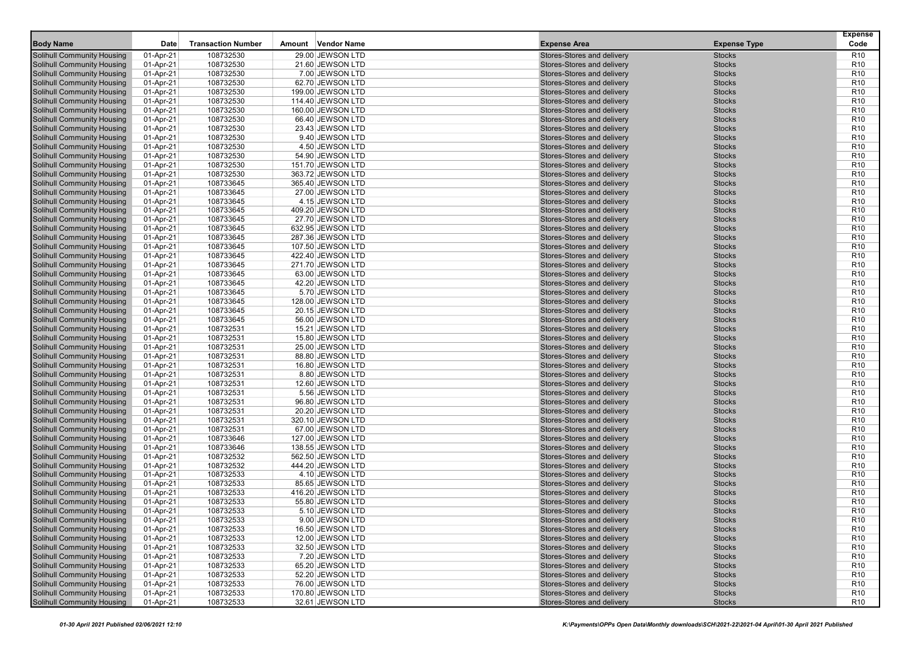| Body Name | Date | Transaction Number | Amount | Vendor Name | Expense Area | Expense Type | Expense Code |
|---|---|---|---|---|---|---|---|
| Solihull Community Housing | 01-Apr-21 | 108732530 | 29.00 | JEWSON LTD | Stores-Stores and delivery | Stocks | R10 |
| Solihull Community Housing | 01-Apr-21 | 108732530 | 21.60 | JEWSON LTD | Stores-Stores and delivery | Stocks | R10 |
| Solihull Community Housing | 01-Apr-21 | 108732530 | 7.00 | JEWSON LTD | Stores-Stores and delivery | Stocks | R10 |
| Solihull Community Housing | 01-Apr-21 | 108732530 | 62.70 | JEWSON LTD | Stores-Stores and delivery | Stocks | R10 |
| Solihull Community Housing | 01-Apr-21 | 108732530 | 199.00 | JEWSON LTD | Stores-Stores and delivery | Stocks | R10 |
| Solihull Community Housing | 01-Apr-21 | 108732530 | 114.40 | JEWSON LTD | Stores-Stores and delivery | Stocks | R10 |
| Solihull Community Housing | 01-Apr-21 | 108732530 | 160.00 | JEWSON LTD | Stores-Stores and delivery | Stocks | R10 |
| Solihull Community Housing | 01-Apr-21 | 108732530 | 66.40 | JEWSON LTD | Stores-Stores and delivery | Stocks | R10 |
| Solihull Community Housing | 01-Apr-21 | 108732530 | 23.43 | JEWSON LTD | Stores-Stores and delivery | Stocks | R10 |
| Solihull Community Housing | 01-Apr-21 | 108732530 | 9.40 | JEWSON LTD | Stores-Stores and delivery | Stocks | R10 |
| Solihull Community Housing | 01-Apr-21 | 108732530 | 4.50 | JEWSON LTD | Stores-Stores and delivery | Stocks | R10 |
| Solihull Community Housing | 01-Apr-21 | 108732530 | 54.90 | JEWSON LTD | Stores-Stores and delivery | Stocks | R10 |
| Solihull Community Housing | 01-Apr-21 | 108732530 | 151.70 | JEWSON LTD | Stores-Stores and delivery | Stocks | R10 |
| Solihull Community Housing | 01-Apr-21 | 108732530 | 363.72 | JEWSON LTD | Stores-Stores and delivery | Stocks | R10 |
| Solihull Community Housing | 01-Apr-21 | 108733645 | 365.40 | JEWSON LTD | Stores-Stores and delivery | Stocks | R10 |
| Solihull Community Housing | 01-Apr-21 | 108733645 | 27.00 | JEWSON LTD | Stores-Stores and delivery | Stocks | R10 |
| Solihull Community Housing | 01-Apr-21 | 108733645 | 4.15 | JEWSON LTD | Stores-Stores and delivery | Stocks | R10 |
| Solihull Community Housing | 01-Apr-21 | 108733645 | 409.20 | JEWSON LTD | Stores-Stores and delivery | Stocks | R10 |
| Solihull Community Housing | 01-Apr-21 | 108733645 | 27.70 | JEWSON LTD | Stores-Stores and delivery | Stocks | R10 |
| Solihull Community Housing | 01-Apr-21 | 108733645 | 632.95 | JEWSON LTD | Stores-Stores and delivery | Stocks | R10 |
| Solihull Community Housing | 01-Apr-21 | 108733645 | 287.36 | JEWSON LTD | Stores-Stores and delivery | Stocks | R10 |
| Solihull Community Housing | 01-Apr-21 | 108733645 | 107.50 | JEWSON LTD | Stores-Stores and delivery | Stocks | R10 |
| Solihull Community Housing | 01-Apr-21 | 108733645 | 422.40 | JEWSON LTD | Stores-Stores and delivery | Stocks | R10 |
| Solihull Community Housing | 01-Apr-21 | 108733645 | 271.70 | JEWSON LTD | Stores-Stores and delivery | Stocks | R10 |
| Solihull Community Housing | 01-Apr-21 | 108733645 | 63.00 | JEWSON LTD | Stores-Stores and delivery | Stocks | R10 |
| Solihull Community Housing | 01-Apr-21 | 108733645 | 42.20 | JEWSON LTD | Stores-Stores and delivery | Stocks | R10 |
| Solihull Community Housing | 01-Apr-21 | 108733645 | 5.70 | JEWSON LTD | Stores-Stores and delivery | Stocks | R10 |
| Solihull Community Housing | 01-Apr-21 | 108733645 | 128.00 | JEWSON LTD | Stores-Stores and delivery | Stocks | R10 |
| Solihull Community Housing | 01-Apr-21 | 108733645 | 20.15 | JEWSON LTD | Stores-Stores and delivery | Stocks | R10 |
| Solihull Community Housing | 01-Apr-21 | 108733645 | 56.00 | JEWSON LTD | Stores-Stores and delivery | Stocks | R10 |
| Solihull Community Housing | 01-Apr-21 | 108732531 | 15.21 | JEWSON LTD | Stores-Stores and delivery | Stocks | R10 |
| Solihull Community Housing | 01-Apr-21 | 108732531 | 15.80 | JEWSON LTD | Stores-Stores and delivery | Stocks | R10 |
| Solihull Community Housing | 01-Apr-21 | 108732531 | 25.00 | JEWSON LTD | Stores-Stores and delivery | Stocks | R10 |
| Solihull Community Housing | 01-Apr-21 | 108732531 | 88.80 | JEWSON LTD | Stores-Stores and delivery | Stocks | R10 |
| Solihull Community Housing | 01-Apr-21 | 108732531 | 16.80 | JEWSON LTD | Stores-Stores and delivery | Stocks | R10 |
| Solihull Community Housing | 01-Apr-21 | 108732531 | 8.80 | JEWSON LTD | Stores-Stores and delivery | Stocks | R10 |
| Solihull Community Housing | 01-Apr-21 | 108732531 | 12.60 | JEWSON LTD | Stores-Stores and delivery | Stocks | R10 |
| Solihull Community Housing | 01-Apr-21 | 108732531 | 5.56 | JEWSON LTD | Stores-Stores and delivery | Stocks | R10 |
| Solihull Community Housing | 01-Apr-21 | 108732531 | 96.80 | JEWSON LTD | Stores-Stores and delivery | Stocks | R10 |
| Solihull Community Housing | 01-Apr-21 | 108732531 | 20.20 | JEWSON LTD | Stores-Stores and delivery | Stocks | R10 |
| Solihull Community Housing | 01-Apr-21 | 108732531 | 320.10 | JEWSON LTD | Stores-Stores and delivery | Stocks | R10 |
| Solihull Community Housing | 01-Apr-21 | 108732531 | 67.00 | JEWSON LTD | Stores-Stores and delivery | Stocks | R10 |
| Solihull Community Housing | 01-Apr-21 | 108733646 | 127.00 | JEWSON LTD | Stores-Stores and delivery | Stocks | R10 |
| Solihull Community Housing | 01-Apr-21 | 108733646 | 138.55 | JEWSON LTD | Stores-Stores and delivery | Stocks | R10 |
| Solihull Community Housing | 01-Apr-21 | 108732532 | 562.50 | JEWSON LTD | Stores-Stores and delivery | Stocks | R10 |
| Solihull Community Housing | 01-Apr-21 | 108732532 | 444.20 | JEWSON LTD | Stores-Stores and delivery | Stocks | R10 |
| Solihull Community Housing | 01-Apr-21 | 108732533 | 4.10 | JEWSON LTD | Stores-Stores and delivery | Stocks | R10 |
| Solihull Community Housing | 01-Apr-21 | 108732533 | 85.65 | JEWSON LTD | Stores-Stores and delivery | Stocks | R10 |
| Solihull Community Housing | 01-Apr-21 | 108732533 | 416.20 | JEWSON LTD | Stores-Stores and delivery | Stocks | R10 |
| Solihull Community Housing | 01-Apr-21 | 108732533 | 55.80 | JEWSON LTD | Stores-Stores and delivery | Stocks | R10 |
| Solihull Community Housing | 01-Apr-21 | 108732533 | 5.10 | JEWSON LTD | Stores-Stores and delivery | Stocks | R10 |
| Solihull Community Housing | 01-Apr-21 | 108732533 | 9.00 | JEWSON LTD | Stores-Stores and delivery | Stocks | R10 |
| Solihull Community Housing | 01-Apr-21 | 108732533 | 16.50 | JEWSON LTD | Stores-Stores and delivery | Stocks | R10 |
| Solihull Community Housing | 01-Apr-21 | 108732533 | 12.00 | JEWSON LTD | Stores-Stores and delivery | Stocks | R10 |
| Solihull Community Housing | 01-Apr-21 | 108732533 | 32.50 | JEWSON LTD | Stores-Stores and delivery | Stocks | R10 |
| Solihull Community Housing | 01-Apr-21 | 108732533 | 7.20 | JEWSON LTD | Stores-Stores and delivery | Stocks | R10 |
| Solihull Community Housing | 01-Apr-21 | 108732533 | 65.20 | JEWSON LTD | Stores-Stores and delivery | Stocks | R10 |
| Solihull Community Housing | 01-Apr-21 | 108732533 | 52.20 | JEWSON LTD | Stores-Stores and delivery | Stocks | R10 |
| Solihull Community Housing | 01-Apr-21 | 108732533 | 76.00 | JEWSON LTD | Stores-Stores and delivery | Stocks | R10 |
| Solihull Community Housing | 01-Apr-21 | 108732533 | 170.80 | JEWSON LTD | Stores-Stores and delivery | Stocks | R10 |
| Solihull Community Housing | 01-Apr-21 | 108732533 | 32.61 | JEWSON LTD | Stores-Stores and delivery | Stocks | R10 |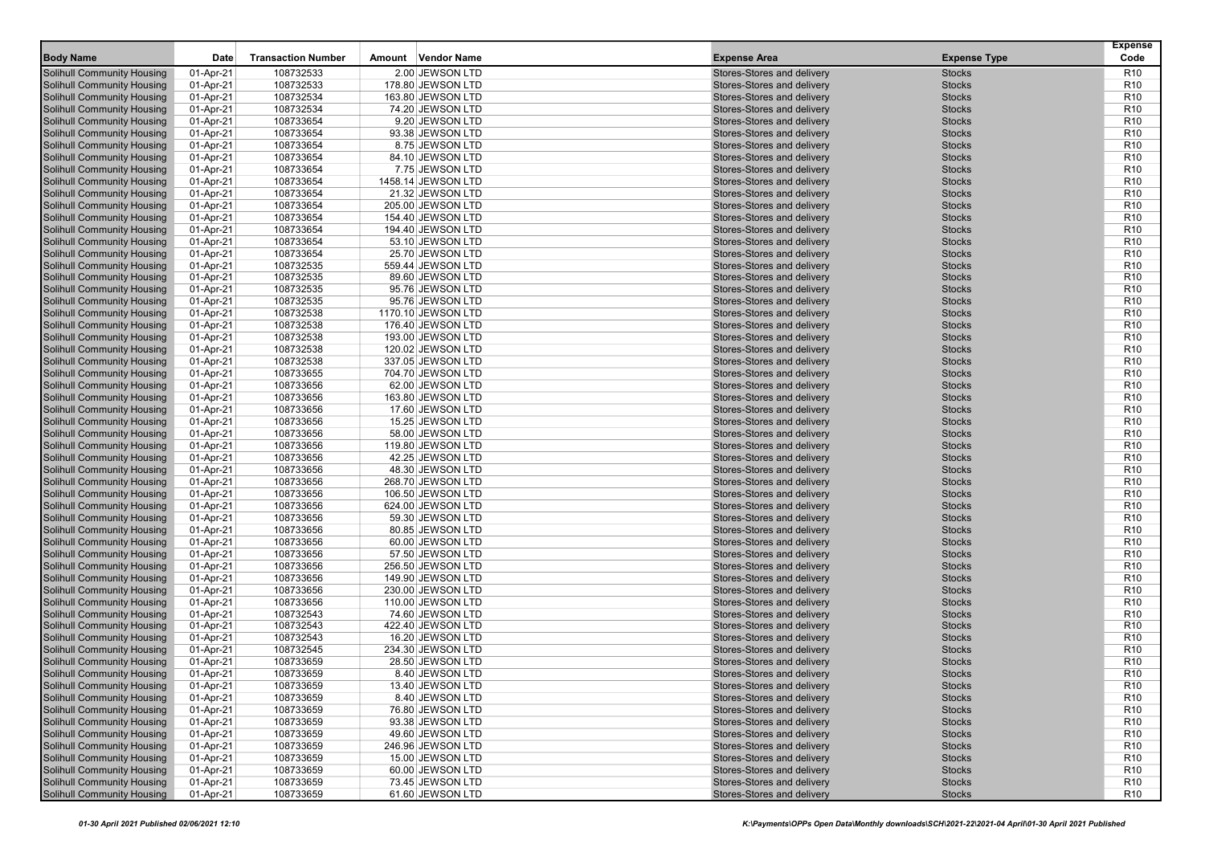| Body Name | Date | Transaction Number | Amount | Vendor Name | Expense Area | Expense Type | Expense Code |
|---|---|---|---|---|---|---|---|
| Solihull Community Housing | 01-Apr-21 | 108732533 | 2.00 | JEWSON LTD | Stores-Stores and delivery | Stocks | R10 |
| Solihull Community Housing | 01-Apr-21 | 108732533 | 178.80 | JEWSON LTD | Stores-Stores and delivery | Stocks | R10 |
| Solihull Community Housing | 01-Apr-21 | 108732534 | 163.80 | JEWSON LTD | Stores-Stores and delivery | Stocks | R10 |
| Solihull Community Housing | 01-Apr-21 | 108732534 | 74.20 | JEWSON LTD | Stores-Stores and delivery | Stocks | R10 |
| Solihull Community Housing | 01-Apr-21 | 108733654 | 9.20 | JEWSON LTD | Stores-Stores and delivery | Stocks | R10 |
| Solihull Community Housing | 01-Apr-21 | 108733654 | 93.38 | JEWSON LTD | Stores-Stores and delivery | Stocks | R10 |
| Solihull Community Housing | 01-Apr-21 | 108733654 | 8.75 | JEWSON LTD | Stores-Stores and delivery | Stocks | R10 |
| Solihull Community Housing | 01-Apr-21 | 108733654 | 84.10 | JEWSON LTD | Stores-Stores and delivery | Stocks | R10 |
| Solihull Community Housing | 01-Apr-21 | 108733654 | 7.75 | JEWSON LTD | Stores-Stores and delivery | Stocks | R10 |
| Solihull Community Housing | 01-Apr-21 | 108733654 | 1458.14 | JEWSON LTD | Stores-Stores and delivery | Stocks | R10 |
| Solihull Community Housing | 01-Apr-21 | 108733654 | 21.32 | JEWSON LTD | Stores-Stores and delivery | Stocks | R10 |
| Solihull Community Housing | 01-Apr-21 | 108733654 | 205.00 | JEWSON LTD | Stores-Stores and delivery | Stocks | R10 |
| Solihull Community Housing | 01-Apr-21 | 108733654 | 154.40 | JEWSON LTD | Stores-Stores and delivery | Stocks | R10 |
| Solihull Community Housing | 01-Apr-21 | 108733654 | 194.40 | JEWSON LTD | Stores-Stores and delivery | Stocks | R10 |
| Solihull Community Housing | 01-Apr-21 | 108733654 | 53.10 | JEWSON LTD | Stores-Stores and delivery | Stocks | R10 |
| Solihull Community Housing | 01-Apr-21 | 108733654 | 25.70 | JEWSON LTD | Stores-Stores and delivery | Stocks | R10 |
| Solihull Community Housing | 01-Apr-21 | 108732535 | 559.44 | JEWSON LTD | Stores-Stores and delivery | Stocks | R10 |
| Solihull Community Housing | 01-Apr-21 | 108732535 | 89.60 | JEWSON LTD | Stores-Stores and delivery | Stocks | R10 |
| Solihull Community Housing | 01-Apr-21 | 108732535 | 95.76 | JEWSON LTD | Stores-Stores and delivery | Stocks | R10 |
| Solihull Community Housing | 01-Apr-21 | 108732535 | 95.76 | JEWSON LTD | Stores-Stores and delivery | Stocks | R10 |
| Solihull Community Housing | 01-Apr-21 | 108732538 | 1170.10 | JEWSON LTD | Stores-Stores and delivery | Stocks | R10 |
| Solihull Community Housing | 01-Apr-21 | 108732538 | 176.40 | JEWSON LTD | Stores-Stores and delivery | Stocks | R10 |
| Solihull Community Housing | 01-Apr-21 | 108732538 | 193.00 | JEWSON LTD | Stores-Stores and delivery | Stocks | R10 |
| Solihull Community Housing | 01-Apr-21 | 108732538 | 120.02 | JEWSON LTD | Stores-Stores and delivery | Stocks | R10 |
| Solihull Community Housing | 01-Apr-21 | 108732538 | 337.05 | JEWSON LTD | Stores-Stores and delivery | Stocks | R10 |
| Solihull Community Housing | 01-Apr-21 | 108733655 | 704.70 | JEWSON LTD | Stores-Stores and delivery | Stocks | R10 |
| Solihull Community Housing | 01-Apr-21 | 108733656 | 62.00 | JEWSON LTD | Stores-Stores and delivery | Stocks | R10 |
| Solihull Community Housing | 01-Apr-21 | 108733656 | 163.80 | JEWSON LTD | Stores-Stores and delivery | Stocks | R10 |
| Solihull Community Housing | 01-Apr-21 | 108733656 | 17.60 | JEWSON LTD | Stores-Stores and delivery | Stocks | R10 |
| Solihull Community Housing | 01-Apr-21 | 108733656 | 15.25 | JEWSON LTD | Stores-Stores and delivery | Stocks | R10 |
| Solihull Community Housing | 01-Apr-21 | 108733656 | 58.00 | JEWSON LTD | Stores-Stores and delivery | Stocks | R10 |
| Solihull Community Housing | 01-Apr-21 | 108733656 | 119.80 | JEWSON LTD | Stores-Stores and delivery | Stocks | R10 |
| Solihull Community Housing | 01-Apr-21 | 108733656 | 42.25 | JEWSON LTD | Stores-Stores and delivery | Stocks | R10 |
| Solihull Community Housing | 01-Apr-21 | 108733656 | 48.30 | JEWSON LTD | Stores-Stores and delivery | Stocks | R10 |
| Solihull Community Housing | 01-Apr-21 | 108733656 | 268.70 | JEWSON LTD | Stores-Stores and delivery | Stocks | R10 |
| Solihull Community Housing | 01-Apr-21 | 108733656 | 106.50 | JEWSON LTD | Stores-Stores and delivery | Stocks | R10 |
| Solihull Community Housing | 01-Apr-21 | 108733656 | 624.00 | JEWSON LTD | Stores-Stores and delivery | Stocks | R10 |
| Solihull Community Housing | 01-Apr-21 | 108733656 | 59.30 | JEWSON LTD | Stores-Stores and delivery | Stocks | R10 |
| Solihull Community Housing | 01-Apr-21 | 108733656 | 80.85 | JEWSON LTD | Stores-Stores and delivery | Stocks | R10 |
| Solihull Community Housing | 01-Apr-21 | 108733656 | 60.00 | JEWSON LTD | Stores-Stores and delivery | Stocks | R10 |
| Solihull Community Housing | 01-Apr-21 | 108733656 | 57.50 | JEWSON LTD | Stores-Stores and delivery | Stocks | R10 |
| Solihull Community Housing | 01-Apr-21 | 108733656 | 256.50 | JEWSON LTD | Stores-Stores and delivery | Stocks | R10 |
| Solihull Community Housing | 01-Apr-21 | 108733656 | 149.90 | JEWSON LTD | Stores-Stores and delivery | Stocks | R10 |
| Solihull Community Housing | 01-Apr-21 | 108733656 | 230.00 | JEWSON LTD | Stores-Stores and delivery | Stocks | R10 |
| Solihull Community Housing | 01-Apr-21 | 108733656 | 110.00 | JEWSON LTD | Stores-Stores and delivery | Stocks | R10 |
| Solihull Community Housing | 01-Apr-21 | 108732543 | 74.60 | JEWSON LTD | Stores-Stores and delivery | Stocks | R10 |
| Solihull Community Housing | 01-Apr-21 | 108732543 | 422.40 | JEWSON LTD | Stores-Stores and delivery | Stocks | R10 |
| Solihull Community Housing | 01-Apr-21 | 108732543 | 16.20 | JEWSON LTD | Stores-Stores and delivery | Stocks | R10 |
| Solihull Community Housing | 01-Apr-21 | 108732545 | 234.30 | JEWSON LTD | Stores-Stores and delivery | Stocks | R10 |
| Solihull Community Housing | 01-Apr-21 | 108733659 | 28.50 | JEWSON LTD | Stores-Stores and delivery | Stocks | R10 |
| Solihull Community Housing | 01-Apr-21 | 108733659 | 8.40 | JEWSON LTD | Stores-Stores and delivery | Stocks | R10 |
| Solihull Community Housing | 01-Apr-21 | 108733659 | 13.40 | JEWSON LTD | Stores-Stores and delivery | Stocks | R10 |
| Solihull Community Housing | 01-Apr-21 | 108733659 | 8.40 | JEWSON LTD | Stores-Stores and delivery | Stocks | R10 |
| Solihull Community Housing | 01-Apr-21 | 108733659 | 76.80 | JEWSON LTD | Stores-Stores and delivery | Stocks | R10 |
| Solihull Community Housing | 01-Apr-21 | 108733659 | 93.38 | JEWSON LTD | Stores-Stores and delivery | Stocks | R10 |
| Solihull Community Housing | 01-Apr-21 | 108733659 | 49.60 | JEWSON LTD | Stores-Stores and delivery | Stocks | R10 |
| Solihull Community Housing | 01-Apr-21 | 108733659 | 246.96 | JEWSON LTD | Stores-Stores and delivery | Stocks | R10 |
| Solihull Community Housing | 01-Apr-21 | 108733659 | 15.00 | JEWSON LTD | Stores-Stores and delivery | Stocks | R10 |
| Solihull Community Housing | 01-Apr-21 | 108733659 | 60.00 | JEWSON LTD | Stores-Stores and delivery | Stocks | R10 |
| Solihull Community Housing | 01-Apr-21 | 108733659 | 73.45 | JEWSON LTD | Stores-Stores and delivery | Stocks | R10 |
| Solihull Community Housing | 01-Apr-21 | 108733659 | 61.60 | JEWSON LTD | Stores-Stores and delivery | Stocks | R10 |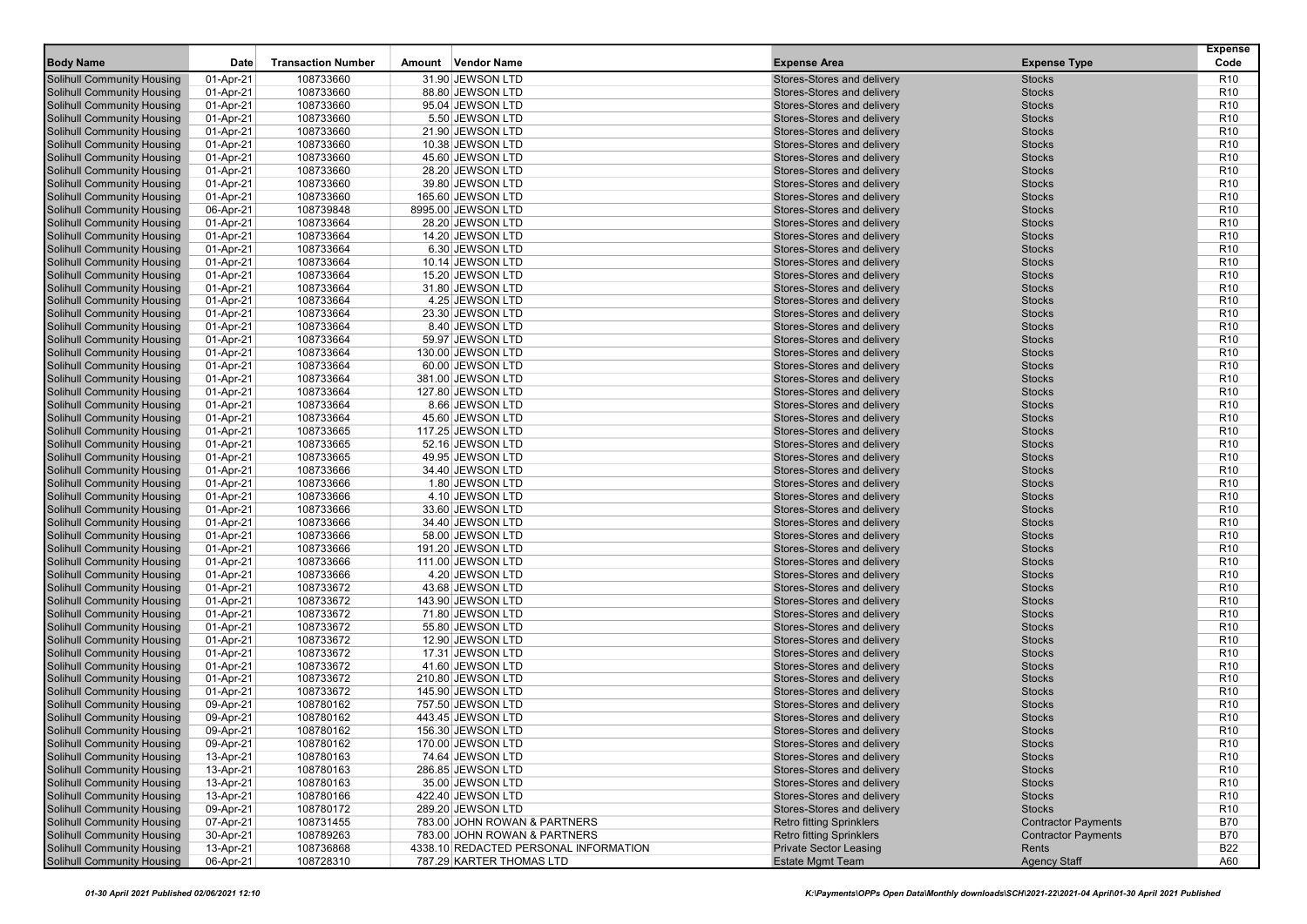| Body Name | Date | Transaction Number | Amount | Vendor Name | Expense Area | Expense Type | Expense Code |
|---|---|---|---|---|---|---|---|
| Solihull Community Housing | 01-Apr-21 | 108733660 | 31.90 | JEWSON LTD | Stores-Stores and delivery | Stocks | R10 |
| Solihull Community Housing | 01-Apr-21 | 108733660 | 88.80 | JEWSON LTD | Stores-Stores and delivery | Stocks | R10 |
| Solihull Community Housing | 01-Apr-21 | 108733660 | 95.04 | JEWSON LTD | Stores-Stores and delivery | Stocks | R10 |
| Solihull Community Housing | 01-Apr-21 | 108733660 | 5.50 | JEWSON LTD | Stores-Stores and delivery | Stocks | R10 |
| Solihull Community Housing | 01-Apr-21 | 108733660 | 21.90 | JEWSON LTD | Stores-Stores and delivery | Stocks | R10 |
| Solihull Community Housing | 01-Apr-21 | 108733660 | 10.38 | JEWSON LTD | Stores-Stores and delivery | Stocks | R10 |
| Solihull Community Housing | 01-Apr-21 | 108733660 | 45.60 | JEWSON LTD | Stores-Stores and delivery | Stocks | R10 |
| Solihull Community Housing | 01-Apr-21 | 108733660 | 28.20 | JEWSON LTD | Stores-Stores and delivery | Stocks | R10 |
| Solihull Community Housing | 01-Apr-21 | 108733660 | 39.80 | JEWSON LTD | Stores-Stores and delivery | Stocks | R10 |
| Solihull Community Housing | 01-Apr-21 | 108733660 | 165.60 | JEWSON LTD | Stores-Stores and delivery | Stocks | R10 |
| Solihull Community Housing | 06-Apr-21 | 108739848 | 8995.00 | JEWSON LTD | Stores-Stores and delivery | Stocks | R10 |
| Solihull Community Housing | 01-Apr-21 | 108733664 | 28.20 | JEWSON LTD | Stores-Stores and delivery | Stocks | R10 |
| Solihull Community Housing | 01-Apr-21 | 108733664 | 14.20 | JEWSON LTD | Stores-Stores and delivery | Stocks | R10 |
| Solihull Community Housing | 01-Apr-21 | 108733664 | 6.30 | JEWSON LTD | Stores-Stores and delivery | Stocks | R10 |
| Solihull Community Housing | 01-Apr-21 | 108733664 | 10.14 | JEWSON LTD | Stores-Stores and delivery | Stocks | R10 |
| Solihull Community Housing | 01-Apr-21 | 108733664 | 15.20 | JEWSON LTD | Stores-Stores and delivery | Stocks | R10 |
| Solihull Community Housing | 01-Apr-21 | 108733664 | 31.80 | JEWSON LTD | Stores-Stores and delivery | Stocks | R10 |
| Solihull Community Housing | 01-Apr-21 | 108733664 | 4.25 | JEWSON LTD | Stores-Stores and delivery | Stocks | R10 |
| Solihull Community Housing | 01-Apr-21 | 108733664 | 23.30 | JEWSON LTD | Stores-Stores and delivery | Stocks | R10 |
| Solihull Community Housing | 01-Apr-21 | 108733664 | 8.40 | JEWSON LTD | Stores-Stores and delivery | Stocks | R10 |
| Solihull Community Housing | 01-Apr-21 | 108733664 | 59.97 | JEWSON LTD | Stores-Stores and delivery | Stocks | R10 |
| Solihull Community Housing | 01-Apr-21 | 108733664 | 130.00 | JEWSON LTD | Stores-Stores and delivery | Stocks | R10 |
| Solihull Community Housing | 01-Apr-21 | 108733664 | 60.00 | JEWSON LTD | Stores-Stores and delivery | Stocks | R10 |
| Solihull Community Housing | 01-Apr-21 | 108733664 | 381.00 | JEWSON LTD | Stores-Stores and delivery | Stocks | R10 |
| Solihull Community Housing | 01-Apr-21 | 108733664 | 127.80 | JEWSON LTD | Stores-Stores and delivery | Stocks | R10 |
| Solihull Community Housing | 01-Apr-21 | 108733664 | 8.66 | JEWSON LTD | Stores-Stores and delivery | Stocks | R10 |
| Solihull Community Housing | 01-Apr-21 | 108733664 | 45.60 | JEWSON LTD | Stores-Stores and delivery | Stocks | R10 |
| Solihull Community Housing | 01-Apr-21 | 108733665 | 117.25 | JEWSON LTD | Stores-Stores and delivery | Stocks | R10 |
| Solihull Community Housing | 01-Apr-21 | 108733665 | 52.16 | JEWSON LTD | Stores-Stores and delivery | Stocks | R10 |
| Solihull Community Housing | 01-Apr-21 | 108733665 | 49.95 | JEWSON LTD | Stores-Stores and delivery | Stocks | R10 |
| Solihull Community Housing | 01-Apr-21 | 108733666 | 34.40 | JEWSON LTD | Stores-Stores and delivery | Stocks | R10 |
| Solihull Community Housing | 01-Apr-21 | 108733666 | 1.80 | JEWSON LTD | Stores-Stores and delivery | Stocks | R10 |
| Solihull Community Housing | 01-Apr-21 | 108733666 | 4.10 | JEWSON LTD | Stores-Stores and delivery | Stocks | R10 |
| Solihull Community Housing | 01-Apr-21 | 108733666 | 33.60 | JEWSON LTD | Stores-Stores and delivery | Stocks | R10 |
| Solihull Community Housing | 01-Apr-21 | 108733666 | 34.40 | JEWSON LTD | Stores-Stores and delivery | Stocks | R10 |
| Solihull Community Housing | 01-Apr-21 | 108733666 | 58.00 | JEWSON LTD | Stores-Stores and delivery | Stocks | R10 |
| Solihull Community Housing | 01-Apr-21 | 108733666 | 191.20 | JEWSON LTD | Stores-Stores and delivery | Stocks | R10 |
| Solihull Community Housing | 01-Apr-21 | 108733666 | 111.00 | JEWSON LTD | Stores-Stores and delivery | Stocks | R10 |
| Solihull Community Housing | 01-Apr-21 | 108733666 | 4.20 | JEWSON LTD | Stores-Stores and delivery | Stocks | R10 |
| Solihull Community Housing | 01-Apr-21 | 108733672 | 43.68 | JEWSON LTD | Stores-Stores and delivery | Stocks | R10 |
| Solihull Community Housing | 01-Apr-21 | 108733672 | 143.90 | JEWSON LTD | Stores-Stores and delivery | Stocks | R10 |
| Solihull Community Housing | 01-Apr-21 | 108733672 | 71.80 | JEWSON LTD | Stores-Stores and delivery | Stocks | R10 |
| Solihull Community Housing | 01-Apr-21 | 108733672 | 55.80 | JEWSON LTD | Stores-Stores and delivery | Stocks | R10 |
| Solihull Community Housing | 01-Apr-21 | 108733672 | 12.90 | JEWSON LTD | Stores-Stores and delivery | Stocks | R10 |
| Solihull Community Housing | 01-Apr-21 | 108733672 | 17.31 | JEWSON LTD | Stores-Stores and delivery | Stocks | R10 |
| Solihull Community Housing | 01-Apr-21 | 108733672 | 41.60 | JEWSON LTD | Stores-Stores and delivery | Stocks | R10 |
| Solihull Community Housing | 01-Apr-21 | 108733672 | 210.80 | JEWSON LTD | Stores-Stores and delivery | Stocks | R10 |
| Solihull Community Housing | 01-Apr-21 | 108733672 | 145.90 | JEWSON LTD | Stores-Stores and delivery | Stocks | R10 |
| Solihull Community Housing | 09-Apr-21 | 108780162 | 757.50 | JEWSON LTD | Stores-Stores and delivery | Stocks | R10 |
| Solihull Community Housing | 09-Apr-21 | 108780162 | 443.45 | JEWSON LTD | Stores-Stores and delivery | Stocks | R10 |
| Solihull Community Housing | 09-Apr-21 | 108780162 | 156.30 | JEWSON LTD | Stores-Stores and delivery | Stocks | R10 |
| Solihull Community Housing | 09-Apr-21 | 108780162 | 170.00 | JEWSON LTD | Stores-Stores and delivery | Stocks | R10 |
| Solihull Community Housing | 13-Apr-21 | 108780163 | 74.64 | JEWSON LTD | Stores-Stores and delivery | Stocks | R10 |
| Solihull Community Housing | 13-Apr-21 | 108780163 | 286.85 | JEWSON LTD | Stores-Stores and delivery | Stocks | R10 |
| Solihull Community Housing | 13-Apr-21 | 108780163 | 35.00 | JEWSON LTD | Stores-Stores and delivery | Stocks | R10 |
| Solihull Community Housing | 13-Apr-21 | 108780166 | 422.40 | JEWSON LTD | Stores-Stores and delivery | Stocks | R10 |
| Solihull Community Housing | 09-Apr-21 | 108780172 | 289.20 | JEWSON LTD | Stores-Stores and delivery | Stocks | R10 |
| Solihull Community Housing | 07-Apr-21 | 108731455 | 783.00 | JOHN ROWAN & PARTNERS | Retro fitting Sprinklers | Contractor Payments | B70 |
| Solihull Community Housing | 30-Apr-21 | 108789263 | 783.00 | JOHN ROWAN & PARTNERS | Retro fitting Sprinklers | Contractor Payments | B70 |
| Solihull Community Housing | 13-Apr-21 | 108736868 | 4338.10 | REDACTED PERSONAL INFORMATION | Private Sector Leasing | Rents | B22 |
| Solihull Community Housing | 06-Apr-21 | 108728310 | 787.29 | KARTER THOMAS LTD | Estate Mgmt Team | Agency Staff | A60 |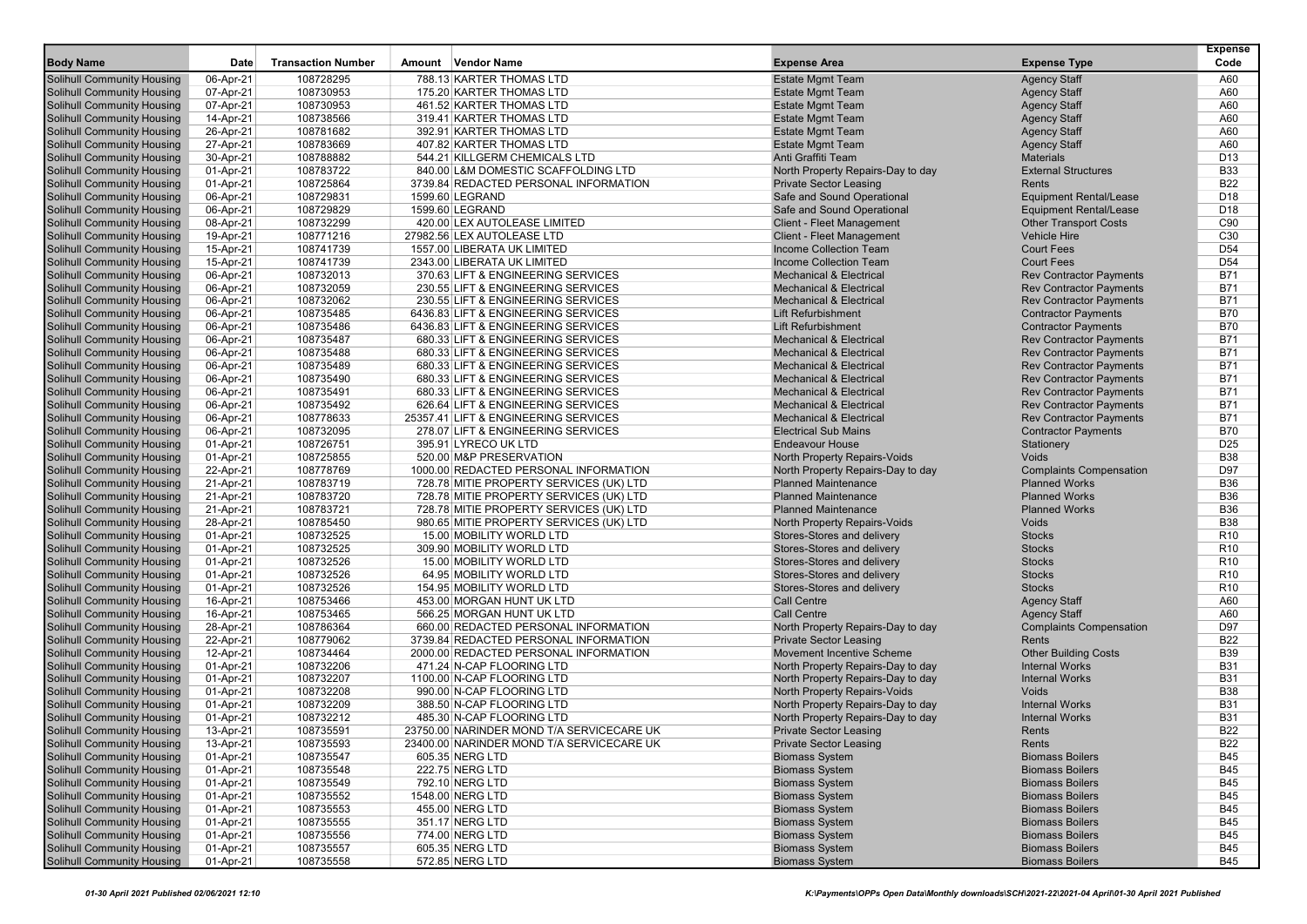| Body Name | Date | Transaction Number | Amount | Vendor Name | Expense Area | Expense Type | Expense Code |
|---|---|---|---|---|---|---|---|
| Solihull Community Housing | 06-Apr-21 | 108728295 | 788.13 | KARTER THOMAS LTD | Estate Mgmt Team | Agency Staff | A60 |
| Solihull Community Housing | 07-Apr-21 | 108730953 | 175.20 | KARTER THOMAS LTD | Estate Mgmt Team | Agency Staff | A60 |
| Solihull Community Housing | 07-Apr-21 | 108730953 | 461.52 | KARTER THOMAS LTD | Estate Mgmt Team | Agency Staff | A60 |
| Solihull Community Housing | 14-Apr-21 | 108738566 | 319.41 | KARTER THOMAS LTD | Estate Mgmt Team | Agency Staff | A60 |
| Solihull Community Housing | 26-Apr-21 | 108781682 | 392.91 | KARTER THOMAS LTD | Estate Mgmt Team | Agency Staff | A60 |
| Solihull Community Housing | 27-Apr-21 | 108783669 | 407.82 | KARTER THOMAS LTD | Estate Mgmt Team | Agency Staff | A60 |
| Solihull Community Housing | 30-Apr-21 | 108788882 | 544.21 | KILLGERM CHEMICALS LTD | Anti Graffiti Team | Materials | D13 |
| Solihull Community Housing | 01-Apr-21 | 108783722 | 840.00 | L&M DOMESTIC SCAFFOLDING LTD | North Property Repairs-Day to day | External Structures | B33 |
| Solihull Community Housing | 01-Apr-21 | 108725864 | 3739.84 | REDACTED PERSONAL INFORMATION | Private Sector Leasing | Rents | B22 |
| Solihull Community Housing | 06-Apr-21 | 108729831 | 1599.60 | LEGRAND | Safe and Sound Operational | Equipment Rental/Lease | D18 |
| Solihull Community Housing | 06-Apr-21 | 108729829 | 1599.60 | LEGRAND | Safe and Sound Operational | Equipment Rental/Lease | D18 |
| Solihull Community Housing | 08-Apr-21 | 108732299 | 420.00 | LEX AUTOLEASE LIMITED | Client - Fleet Management | Other Transport Costs | C90 |
| Solihull Community Housing | 19-Apr-21 | 108771216 | 27982.56 | LEX AUTOLEASE LTD | Client - Fleet Management | Vehicle Hire | C30 |
| Solihull Community Housing | 15-Apr-21 | 108741739 | 1557.00 | LIBERATA UK LIMITED | Income Collection Team | Court Fees | D54 |
| Solihull Community Housing | 15-Apr-21 | 108741739 | 2343.00 | LIBERATA UK LIMITED | Income Collection Team | Court Fees | D54 |
| Solihull Community Housing | 06-Apr-21 | 108732013 | 370.63 | LIFT & ENGINEERING SERVICES | Mechanical & Electrical | Rev Contractor Payments | B71 |
| Solihull Community Housing | 06-Apr-21 | 108732059 | 230.55 | LIFT & ENGINEERING SERVICES | Mechanical & Electrical | Rev Contractor Payments | B71 |
| Solihull Community Housing | 06-Apr-21 | 108732062 | 230.55 | LIFT & ENGINEERING SERVICES | Mechanical & Electrical | Rev Contractor Payments | B71 |
| Solihull Community Housing | 06-Apr-21 | 108735485 | 6436.83 | LIFT & ENGINEERING SERVICES | Lift Refurbishment | Contractor Payments | B70 |
| Solihull Community Housing | 06-Apr-21 | 108735486 | 6436.83 | LIFT & ENGINEERING SERVICES | Lift Refurbishment | Contractor Payments | B70 |
| Solihull Community Housing | 06-Apr-21 | 108735487 | 680.33 | LIFT & ENGINEERING SERVICES | Mechanical & Electrical | Rev Contractor Payments | B71 |
| Solihull Community Housing | 06-Apr-21 | 108735488 | 680.33 | LIFT & ENGINEERING SERVICES | Mechanical & Electrical | Rev Contractor Payments | B71 |
| Solihull Community Housing | 06-Apr-21 | 108735489 | 680.33 | LIFT & ENGINEERING SERVICES | Mechanical & Electrical | Rev Contractor Payments | B71 |
| Solihull Community Housing | 06-Apr-21 | 108735490 | 680.33 | LIFT & ENGINEERING SERVICES | Mechanical & Electrical | Rev Contractor Payments | B71 |
| Solihull Community Housing | 06-Apr-21 | 108735491 | 680.33 | LIFT & ENGINEERING SERVICES | Mechanical & Electrical | Rev Contractor Payments | B71 |
| Solihull Community Housing | 06-Apr-21 | 108735492 | 626.64 | LIFT & ENGINEERING SERVICES | Mechanical & Electrical | Rev Contractor Payments | B71 |
| Solihull Community Housing | 06-Apr-21 | 108778633 | 25357.41 | LIFT & ENGINEERING SERVICES | Mechanical & Electrical | Rev Contractor Payments | B71 |
| Solihull Community Housing | 06-Apr-21 | 108732095 | 278.07 | LIFT & ENGINEERING SERVICES | Electrical Sub Mains | Contractor Payments | B70 |
| Solihull Community Housing | 01-Apr-21 | 108726751 | 395.91 | LYRECO UK LTD | Endeavour House | Stationery | D25 |
| Solihull Community Housing | 01-Apr-21 | 108725855 | 520.00 | M&P PRESERVATION | North Property Repairs-Voids | Voids | B38 |
| Solihull Community Housing | 22-Apr-21 | 108778769 | 1000.00 | REDACTED PERSONAL INFORMATION | North Property Repairs-Day to day | Complaints Compensation | D97 |
| Solihull Community Housing | 21-Apr-21 | 108783719 | 728.78 | MITIE PROPERTY SERVICES (UK) LTD | Planned Maintenance | Planned Works | B36 |
| Solihull Community Housing | 21-Apr-21 | 108783720 | 728.78 | MITIE PROPERTY SERVICES (UK) LTD | Planned Maintenance | Planned Works | B36 |
| Solihull Community Housing | 21-Apr-21 | 108783721 | 728.78 | MITIE PROPERTY SERVICES (UK) LTD | Planned Maintenance | Planned Works | B36 |
| Solihull Community Housing | 28-Apr-21 | 108785450 | 980.65 | MITIE PROPERTY SERVICES (UK) LTD | North Property Repairs-Voids | Voids | B38 |
| Solihull Community Housing | 01-Apr-21 | 108732525 | 15.00 | MOBILITY WORLD LTD | Stores-Stores and delivery | Stocks | R10 |
| Solihull Community Housing | 01-Apr-21 | 108732525 | 309.90 | MOBILITY WORLD LTD | Stores-Stores and delivery | Stocks | R10 |
| Solihull Community Housing | 01-Apr-21 | 108732526 | 15.00 | MOBILITY WORLD LTD | Stores-Stores and delivery | Stocks | R10 |
| Solihull Community Housing | 01-Apr-21 | 108732526 | 64.95 | MOBILITY WORLD LTD | Stores-Stores and delivery | Stocks | R10 |
| Solihull Community Housing | 01-Apr-21 | 108732526 | 154.95 | MOBILITY WORLD LTD | Stores-Stores and delivery | Stocks | R10 |
| Solihull Community Housing | 16-Apr-21 | 108753466 | 453.00 | MORGAN HUNT UK LTD | Call Centre | Agency Staff | A60 |
| Solihull Community Housing | 16-Apr-21 | 108753465 | 566.25 | MORGAN HUNT UK LTD | Call Centre | Agency Staff | A60 |
| Solihull Community Housing | 28-Apr-21 | 108786364 | 660.00 | REDACTED PERSONAL INFORMATION | North Property Repairs-Day to day | Complaints Compensation | D97 |
| Solihull Community Housing | 22-Apr-21 | 108779062 | 3739.84 | REDACTED PERSONAL INFORMATION | Private Sector Leasing | Rents | B22 |
| Solihull Community Housing | 12-Apr-21 | 108734464 | 2000.00 | REDACTED PERSONAL INFORMATION | Movement Incentive Scheme | Other Building Costs | B39 |
| Solihull Community Housing | 01-Apr-21 | 108732206 | 471.24 | N-CAP FLOORING LTD | North Property Repairs-Day to day | Internal Works | B31 |
| Solihull Community Housing | 01-Apr-21 | 108732207 | 1100.00 | N-CAP FLOORING LTD | North Property Repairs-Day to day | Internal Works | B31 |
| Solihull Community Housing | 01-Apr-21 | 108732208 | 990.00 | N-CAP FLOORING LTD | North Property Repairs-Voids | Voids | B38 |
| Solihull Community Housing | 01-Apr-21 | 108732209 | 388.50 | N-CAP FLOORING LTD | North Property Repairs-Day to day | Internal Works | B31 |
| Solihull Community Housing | 01-Apr-21 | 108732212 | 485.30 | N-CAP FLOORING LTD | North Property Repairs-Day to day | Internal Works | B31 |
| Solihull Community Housing | 13-Apr-21 | 108735591 | 23750.00 | NARINDER MOND T/A SERVICECARE UK | Private Sector Leasing | Rents | B22 |
| Solihull Community Housing | 13-Apr-21 | 108735593 | 23400.00 | NARINDER MOND T/A SERVICECARE UK | Private Sector Leasing | Rents | B22 |
| Solihull Community Housing | 01-Apr-21 | 108735547 | 605.35 | NERG LTD | Biomass System | Biomass Boilers | B45 |
| Solihull Community Housing | 01-Apr-21 | 108735548 | 222.75 | NERG LTD | Biomass System | Biomass Boilers | B45 |
| Solihull Community Housing | 01-Apr-21 | 108735549 | 792.10 | NERG LTD | Biomass System | Biomass Boilers | B45 |
| Solihull Community Housing | 01-Apr-21 | 108735552 | 1548.00 | NERG LTD | Biomass System | Biomass Boilers | B45 |
| Solihull Community Housing | 01-Apr-21 | 108735553 | 455.00 | NERG LTD | Biomass System | Biomass Boilers | B45 |
| Solihull Community Housing | 01-Apr-21 | 108735555 | 351.17 | NERG LTD | Biomass System | Biomass Boilers | B45 |
| Solihull Community Housing | 01-Apr-21 | 108735556 | 774.00 | NERG LTD | Biomass System | Biomass Boilers | B45 |
| Solihull Community Housing | 01-Apr-21 | 108735557 | 605.35 | NERG LTD | Biomass System | Biomass Boilers | B45 |
| Solihull Community Housing | 01-Apr-21 | 108735558 | 572.85 | NERG LTD | Biomass System | Biomass Boilers | B45 |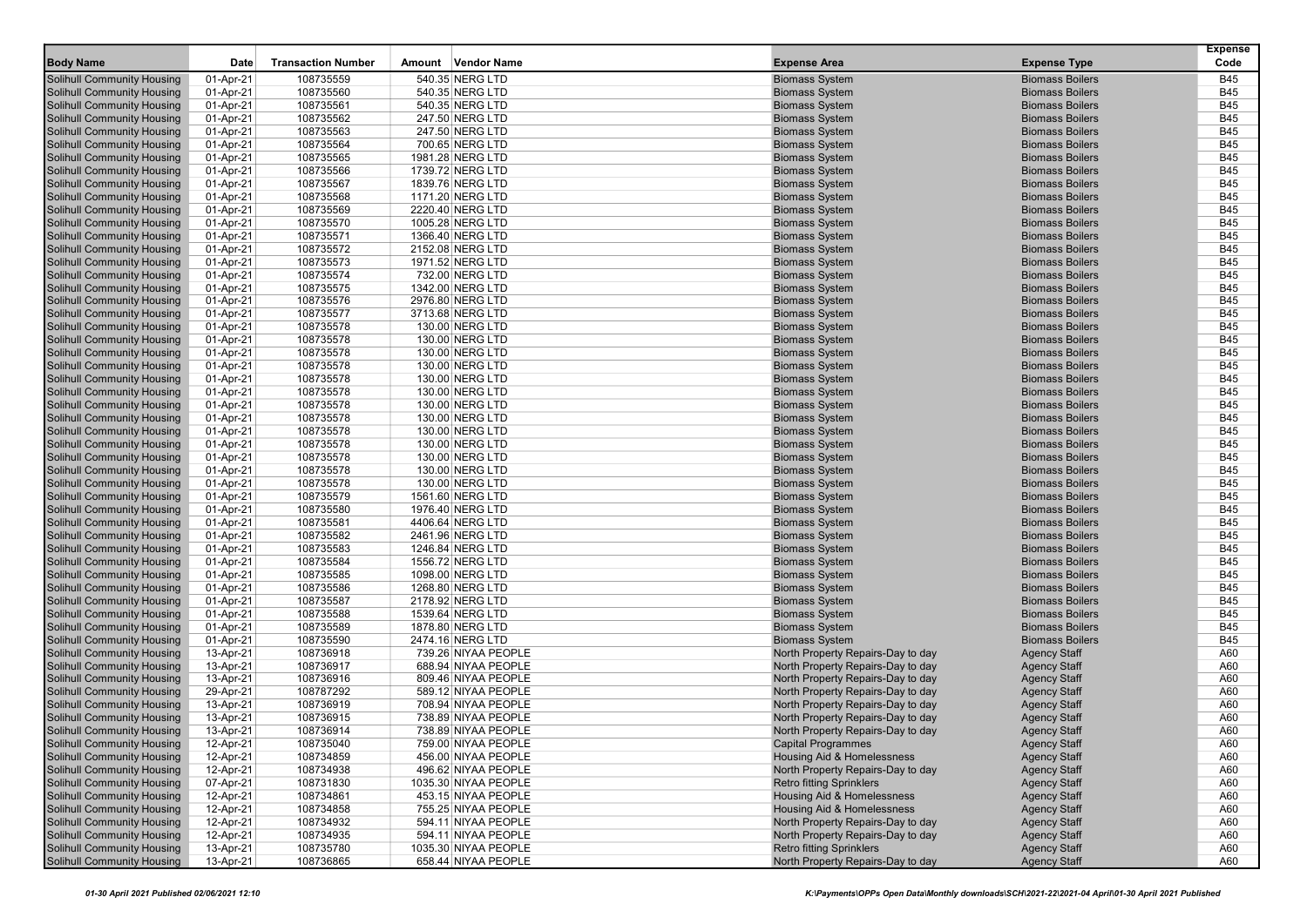| Body Name | Date | Transaction Number | Amount | Vendor Name | Expense Area | Expense Type | Expense Code |
|---|---|---|---|---|---|---|---|
| Solihull Community Housing | 01-Apr-21 | 108735559 | 540.35 | NERG LTD | Biomass System | Biomass Boilers | B45 |
| Solihull Community Housing | 01-Apr-21 | 108735560 | 540.35 | NERG LTD | Biomass System | Biomass Boilers | B45 |
| Solihull Community Housing | 01-Apr-21 | 108735561 | 540.35 | NERG LTD | Biomass System | Biomass Boilers | B45 |
| Solihull Community Housing | 01-Apr-21 | 108735562 | 247.50 | NERG LTD | Biomass System | Biomass Boilers | B45 |
| Solihull Community Housing | 01-Apr-21 | 108735563 | 247.50 | NERG LTD | Biomass System | Biomass Boilers | B45 |
| Solihull Community Housing | 01-Apr-21 | 108735564 | 700.65 | NERG LTD | Biomass System | Biomass Boilers | B45 |
| Solihull Community Housing | 01-Apr-21 | 108735565 | 1981.28 | NERG LTD | Biomass System | Biomass Boilers | B45 |
| Solihull Community Housing | 01-Apr-21 | 108735566 | 1739.72 | NERG LTD | Biomass System | Biomass Boilers | B45 |
| Solihull Community Housing | 01-Apr-21 | 108735567 | 1839.76 | NERG LTD | Biomass System | Biomass Boilers | B45 |
| Solihull Community Housing | 01-Apr-21 | 108735568 | 1171.20 | NERG LTD | Biomass System | Biomass Boilers | B45 |
| Solihull Community Housing | 01-Apr-21 | 108735569 | 2220.40 | NERG LTD | Biomass System | Biomass Boilers | B45 |
| Solihull Community Housing | 01-Apr-21 | 108735570 | 1005.28 | NERG LTD | Biomass System | Biomass Boilers | B45 |
| Solihull Community Housing | 01-Apr-21 | 108735571 | 1366.40 | NERG LTD | Biomass System | Biomass Boilers | B45 |
| Solihull Community Housing | 01-Apr-21 | 108735572 | 2152.08 | NERG LTD | Biomass System | Biomass Boilers | B45 |
| Solihull Community Housing | 01-Apr-21 | 108735573 | 1971.52 | NERG LTD | Biomass System | Biomass Boilers | B45 |
| Solihull Community Housing | 01-Apr-21 | 108735574 | 732.00 | NERG LTD | Biomass System | Biomass Boilers | B45 |
| Solihull Community Housing | 01-Apr-21 | 108735575 | 1342.00 | NERG LTD | Biomass System | Biomass Boilers | B45 |
| Solihull Community Housing | 01-Apr-21 | 108735576 | 2976.80 | NERG LTD | Biomass System | Biomass Boilers | B45 |
| Solihull Community Housing | 01-Apr-21 | 108735577 | 3713.68 | NERG LTD | Biomass System | Biomass Boilers | B45 |
| Solihull Community Housing | 01-Apr-21 | 108735578 | 130.00 | NERG LTD | Biomass System | Biomass Boilers | B45 |
| Solihull Community Housing | 01-Apr-21 | 108735578 | 130.00 | NERG LTD | Biomass System | Biomass Boilers | B45 |
| Solihull Community Housing | 01-Apr-21 | 108735578 | 130.00 | NERG LTD | Biomass System | Biomass Boilers | B45 |
| Solihull Community Housing | 01-Apr-21 | 108735578 | 130.00 | NERG LTD | Biomass System | Biomass Boilers | B45 |
| Solihull Community Housing | 01-Apr-21 | 108735578 | 130.00 | NERG LTD | Biomass System | Biomass Boilers | B45 |
| Solihull Community Housing | 01-Apr-21 | 108735578 | 130.00 | NERG LTD | Biomass System | Biomass Boilers | B45 |
| Solihull Community Housing | 01-Apr-21 | 108735578 | 130.00 | NERG LTD | Biomass System | Biomass Boilers | B45 |
| Solihull Community Housing | 01-Apr-21 | 108735578 | 130.00 | NERG LTD | Biomass System | Biomass Boilers | B45 |
| Solihull Community Housing | 01-Apr-21 | 108735578 | 130.00 | NERG LTD | Biomass System | Biomass Boilers | B45 |
| Solihull Community Housing | 01-Apr-21 | 108735578 | 130.00 | NERG LTD | Biomass System | Biomass Boilers | B45 |
| Solihull Community Housing | 01-Apr-21 | 108735578 | 130.00 | NERG LTD | Biomass System | Biomass Boilers | B45 |
| Solihull Community Housing | 01-Apr-21 | 108735578 | 130.00 | NERG LTD | Biomass System | Biomass Boilers | B45 |
| Solihull Community Housing | 01-Apr-21 | 108735578 | 130.00 | NERG LTD | Biomass System | Biomass Boilers | B45 |
| Solihull Community Housing | 01-Apr-21 | 108735579 | 1561.60 | NERG LTD | Biomass System | Biomass Boilers | B45 |
| Solihull Community Housing | 01-Apr-21 | 108735580 | 1976.40 | NERG LTD | Biomass System | Biomass Boilers | B45 |
| Solihull Community Housing | 01-Apr-21 | 108735581 | 4406.64 | NERG LTD | Biomass System | Biomass Boilers | B45 |
| Solihull Community Housing | 01-Apr-21 | 108735582 | 2461.96 | NERG LTD | Biomass System | Biomass Boilers | B45 |
| Solihull Community Housing | 01-Apr-21 | 108735583 | 1246.84 | NERG LTD | Biomass System | Biomass Boilers | B45 |
| Solihull Community Housing | 01-Apr-21 | 108735584 | 1556.72 | NERG LTD | Biomass System | Biomass Boilers | B45 |
| Solihull Community Housing | 01-Apr-21 | 108735585 | 1098.00 | NERG LTD | Biomass System | Biomass Boilers | B45 |
| Solihull Community Housing | 01-Apr-21 | 108735586 | 1268.80 | NERG LTD | Biomass System | Biomass Boilers | B45 |
| Solihull Community Housing | 01-Apr-21 | 108735587 | 2178.92 | NERG LTD | Biomass System | Biomass Boilers | B45 |
| Solihull Community Housing | 01-Apr-21 | 108735588 | 1539.64 | NERG LTD | Biomass System | Biomass Boilers | B45 |
| Solihull Community Housing | 01-Apr-21 | 108735589 | 1878.80 | NERG LTD | Biomass System | Biomass Boilers | B45 |
| Solihull Community Housing | 01-Apr-21 | 108735590 | 2474.16 | NERG LTD | Biomass System | Biomass Boilers | B45 |
| Solihull Community Housing | 13-Apr-21 | 108736918 | 739.26 | NIYAA PEOPLE | North Property Repairs-Day to day | Agency Staff | A60 |
| Solihull Community Housing | 13-Apr-21 | 108736917 | 688.94 | NIYAA PEOPLE | North Property Repairs-Day to day | Agency Staff | A60 |
| Solihull Community Housing | 13-Apr-21 | 108736916 | 809.46 | NIYAA PEOPLE | North Property Repairs-Day to day | Agency Staff | A60 |
| Solihull Community Housing | 29-Apr-21 | 108787292 | 589.12 | NIYAA PEOPLE | North Property Repairs-Day to day | Agency Staff | A60 |
| Solihull Community Housing | 13-Apr-21 | 108736919 | 708.94 | NIYAA PEOPLE | North Property Repairs-Day to day | Agency Staff | A60 |
| Solihull Community Housing | 13-Apr-21 | 108736915 | 738.89 | NIYAA PEOPLE | North Property Repairs-Day to day | Agency Staff | A60 |
| Solihull Community Housing | 13-Apr-21 | 108736914 | 738.89 | NIYAA PEOPLE | North Property Repairs-Day to day | Agency Staff | A60 |
| Solihull Community Housing | 12-Apr-21 | 108735040 | 759.00 | NIYAA PEOPLE | Capital Programmes | Agency Staff | A60 |
| Solihull Community Housing | 12-Apr-21 | 108734859 | 456.00 | NIYAA PEOPLE | Housing Aid & Homelessness | Agency Staff | A60 |
| Solihull Community Housing | 12-Apr-21 | 108734938 | 496.62 | NIYAA PEOPLE | North Property Repairs-Day to day | Agency Staff | A60 |
| Solihull Community Housing | 07-Apr-21 | 108731830 | 1035.30 | NIYAA PEOPLE | Retro fitting Sprinklers | Agency Staff | A60 |
| Solihull Community Housing | 12-Apr-21 | 108734861 | 453.15 | NIYAA PEOPLE | Housing Aid & Homelessness | Agency Staff | A60 |
| Solihull Community Housing | 12-Apr-21 | 108734858 | 755.25 | NIYAA PEOPLE | Housing Aid & Homelessness | Agency Staff | A60 |
| Solihull Community Housing | 12-Apr-21 | 108734932 | 594.11 | NIYAA PEOPLE | North Property Repairs-Day to day | Agency Staff | A60 |
| Solihull Community Housing | 12-Apr-21 | 108734935 | 594.11 | NIYAA PEOPLE | North Property Repairs-Day to day | Agency Staff | A60 |
| Solihull Community Housing | 13-Apr-21 | 108735780 | 1035.30 | NIYAA PEOPLE | Retro fitting Sprinklers | Agency Staff | A60 |
| Solihull Community Housing | 13-Apr-21 | 108736865 | 658.44 | NIYAA PEOPLE | North Property Repairs-Day to day | Agency Staff | A60 |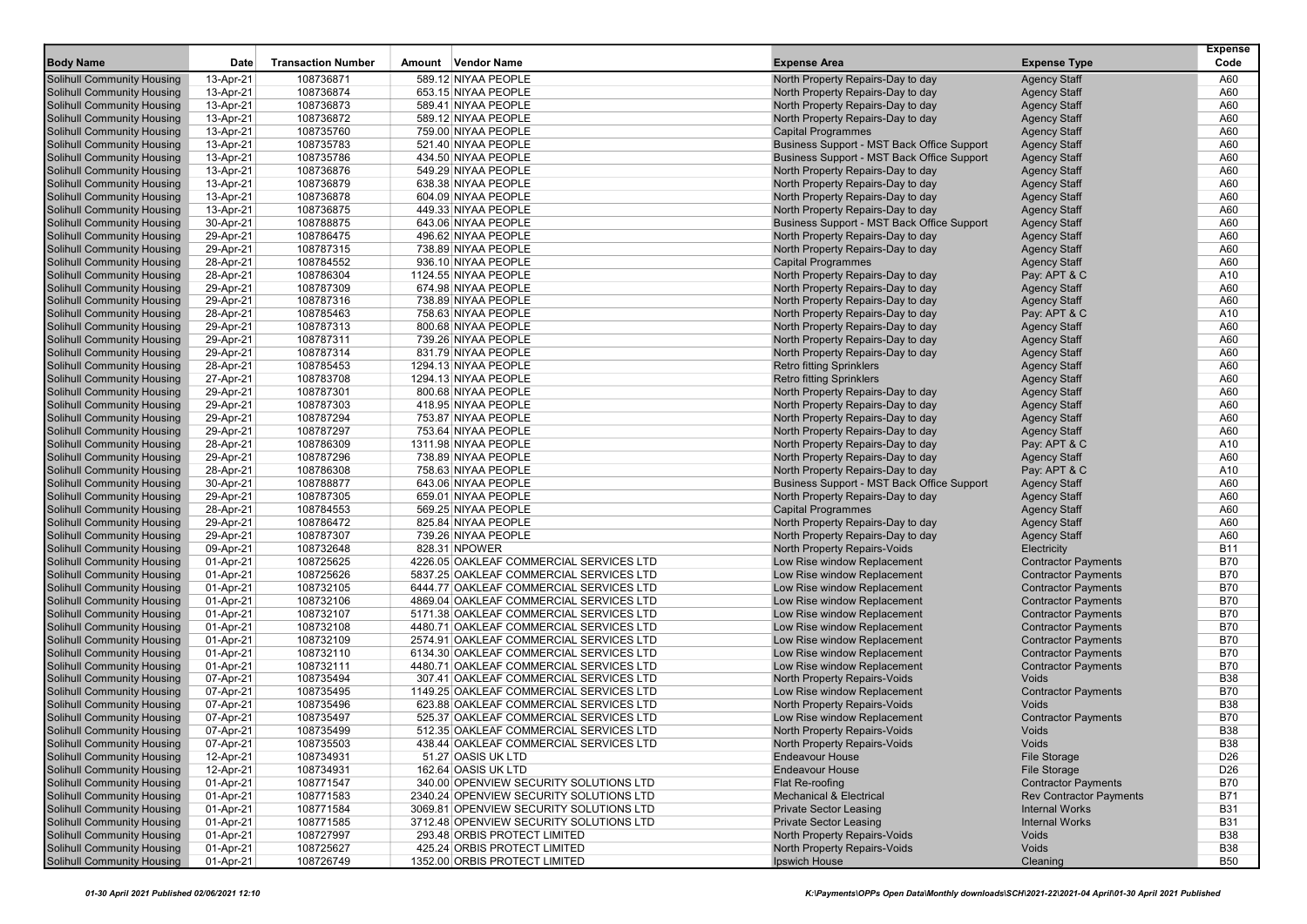| Body Name | Date | Transaction Number | Amount | Vendor Name | Expense Area | Expense Type | Expense Code |
|---|---|---|---|---|---|---|---|
| Solihull Community Housing | 13-Apr-21 | 108736871 | 589.12 | NIYAA PEOPLE | North Property Repairs-Day to day | Agency Staff | A60 |
| Solihull Community Housing | 13-Apr-21 | 108736874 | 653.15 | NIYAA PEOPLE | North Property Repairs-Day to day | Agency Staff | A60 |
| Solihull Community Housing | 13-Apr-21 | 108736873 | 589.41 | NIYAA PEOPLE | North Property Repairs-Day to day | Agency Staff | A60 |
| Solihull Community Housing | 13-Apr-21 | 108736872 | 589.12 | NIYAA PEOPLE | North Property Repairs-Day to day | Agency Staff | A60 |
| Solihull Community Housing | 13-Apr-21 | 108735760 | 759.00 | NIYAA PEOPLE | Capital Programmes | Agency Staff | A60 |
| Solihull Community Housing | 13-Apr-21 | 108735783 | 521.40 | NIYAA PEOPLE | Business Support - MST Back Office Support | Agency Staff | A60 |
| Solihull Community Housing | 13-Apr-21 | 108735786 | 434.50 | NIYAA PEOPLE | Business Support - MST Back Office Support | Agency Staff | A60 |
| Solihull Community Housing | 13-Apr-21 | 108736876 | 549.29 | NIYAA PEOPLE | North Property Repairs-Day to day | Agency Staff | A60 |
| Solihull Community Housing | 13-Apr-21 | 108736879 | 638.38 | NIYAA PEOPLE | North Property Repairs-Day to day | Agency Staff | A60 |
| Solihull Community Housing | 13-Apr-21 | 108736878 | 604.09 | NIYAA PEOPLE | North Property Repairs-Day to day | Agency Staff | A60 |
| Solihull Community Housing | 13-Apr-21 | 108736875 | 449.33 | NIYAA PEOPLE | North Property Repairs-Day to day | Agency Staff | A60 |
| Solihull Community Housing | 30-Apr-21 | 108788875 | 643.06 | NIYAA PEOPLE | Business Support - MST Back Office Support | Agency Staff | A60 |
| Solihull Community Housing | 29-Apr-21 | 108786475 | 496.62 | NIYAA PEOPLE | North Property Repairs-Day to day | Agency Staff | A60 |
| Solihull Community Housing | 29-Apr-21 | 108787315 | 738.89 | NIYAA PEOPLE | North Property Repairs-Day to day | Agency Staff | A60 |
| Solihull Community Housing | 28-Apr-21 | 108784552 | 936.10 | NIYAA PEOPLE | Capital Programmes | Agency Staff | A60 |
| Solihull Community Housing | 28-Apr-21 | 108786304 | 1124.55 | NIYAA PEOPLE | North Property Repairs-Day to day | Pay: APT & C | A10 |
| Solihull Community Housing | 29-Apr-21 | 108787309 | 674.98 | NIYAA PEOPLE | North Property Repairs-Day to day | Agency Staff | A60 |
| Solihull Community Housing | 29-Apr-21 | 108787316 | 738.89 | NIYAA PEOPLE | North Property Repairs-Day to day | Agency Staff | A60 |
| Solihull Community Housing | 28-Apr-21 | 108785463 | 758.63 | NIYAA PEOPLE | North Property Repairs-Day to day | Pay: APT & C | A10 |
| Solihull Community Housing | 29-Apr-21 | 108787313 | 800.68 | NIYAA PEOPLE | North Property Repairs-Day to day | Agency Staff | A60 |
| Solihull Community Housing | 29-Apr-21 | 108787311 | 739.26 | NIYAA PEOPLE | North Property Repairs-Day to day | Agency Staff | A60 |
| Solihull Community Housing | 29-Apr-21 | 108787314 | 831.79 | NIYAA PEOPLE | North Property Repairs-Day to day | Agency Staff | A60 |
| Solihull Community Housing | 28-Apr-21 | 108785453 | 1294.13 | NIYAA PEOPLE | Retro fitting Sprinklers | Agency Staff | A60 |
| Solihull Community Housing | 27-Apr-21 | 108783708 | 1294.13 | NIYAA PEOPLE | Retro fitting Sprinklers | Agency Staff | A60 |
| Solihull Community Housing | 29-Apr-21 | 108787301 | 800.68 | NIYAA PEOPLE | North Property Repairs-Day to day | Agency Staff | A60 |
| Solihull Community Housing | 29-Apr-21 | 108787303 | 418.95 | NIYAA PEOPLE | North Property Repairs-Day to day | Agency Staff | A60 |
| Solihull Community Housing | 29-Apr-21 | 108787294 | 753.87 | NIYAA PEOPLE | North Property Repairs-Day to day | Agency Staff | A60 |
| Solihull Community Housing | 29-Apr-21 | 108787297 | 753.64 | NIYAA PEOPLE | North Property Repairs-Day to day | Agency Staff | A60 |
| Solihull Community Housing | 28-Apr-21 | 108786309 | 1311.98 | NIYAA PEOPLE | North Property Repairs-Day to day | Pay: APT & C | A10 |
| Solihull Community Housing | 29-Apr-21 | 108787296 | 738.89 | NIYAA PEOPLE | North Property Repairs-Day to day | Agency Staff | A60 |
| Solihull Community Housing | 28-Apr-21 | 108786308 | 758.63 | NIYAA PEOPLE | North Property Repairs-Day to day | Pay: APT & C | A10 |
| Solihull Community Housing | 30-Apr-21 | 108788877 | 643.06 | NIYAA PEOPLE | Business Support - MST Back Office Support | Agency Staff | A60 |
| Solihull Community Housing | 29-Apr-21 | 108787305 | 659.01 | NIYAA PEOPLE | North Property Repairs-Day to day | Agency Staff | A60 |
| Solihull Community Housing | 28-Apr-21 | 108784553 | 569.25 | NIYAA PEOPLE | Capital Programmes | Agency Staff | A60 |
| Solihull Community Housing | 29-Apr-21 | 108786472 | 825.84 | NIYAA PEOPLE | North Property Repairs-Day to day | Agency Staff | A60 |
| Solihull Community Housing | 29-Apr-21 | 108787307 | 739.26 | NIYAA PEOPLE | North Property Repairs-Day to day | Agency Staff | A60 |
| Solihull Community Housing | 09-Apr-21 | 108732648 | 828.31 | NPOWER | North Property Repairs-Voids | Electricity | B11 |
| Solihull Community Housing | 01-Apr-21 | 108725625 | 4226.05 | OAKLEAF COMMERCIAL SERVICES LTD | Low Rise window Replacement | Contractor Payments | B70 |
| Solihull Community Housing | 01-Apr-21 | 108725626 | 5837.25 | OAKLEAF COMMERCIAL SERVICES LTD | Low Rise window Replacement | Contractor Payments | B70 |
| Solihull Community Housing | 01-Apr-21 | 108732105 | 6444.77 | OAKLEAF COMMERCIAL SERVICES LTD | Low Rise window Replacement | Contractor Payments | B70 |
| Solihull Community Housing | 01-Apr-21 | 108732106 | 4869.04 | OAKLEAF COMMERCIAL SERVICES LTD | Low Rise window Replacement | Contractor Payments | B70 |
| Solihull Community Housing | 01-Apr-21 | 108732107 | 5171.38 | OAKLEAF COMMERCIAL SERVICES LTD | Low Rise window Replacement | Contractor Payments | B70 |
| Solihull Community Housing | 01-Apr-21 | 108732108 | 4480.71 | OAKLEAF COMMERCIAL SERVICES LTD | Low Rise window Replacement | Contractor Payments | B70 |
| Solihull Community Housing | 01-Apr-21 | 108732109 | 2574.91 | OAKLEAF COMMERCIAL SERVICES LTD | Low Rise window Replacement | Contractor Payments | B70 |
| Solihull Community Housing | 01-Apr-21 | 108732110 | 6134.30 | OAKLEAF COMMERCIAL SERVICES LTD | Low Rise window Replacement | Contractor Payments | B70 |
| Solihull Community Housing | 01-Apr-21 | 108732111 | 4480.71 | OAKLEAF COMMERCIAL SERVICES LTD | Low Rise window Replacement | Contractor Payments | B70 |
| Solihull Community Housing | 07-Apr-21 | 108735494 | 307.41 | OAKLEAF COMMERCIAL SERVICES LTD | North Property Repairs-Voids | Voids | B38 |
| Solihull Community Housing | 07-Apr-21 | 108735495 | 1149.25 | OAKLEAF COMMERCIAL SERVICES LTD | Low Rise window Replacement | Contractor Payments | B70 |
| Solihull Community Housing | 07-Apr-21 | 108735496 | 623.88 | OAKLEAF COMMERCIAL SERVICES LTD | North Property Repairs-Voids | Voids | B38 |
| Solihull Community Housing | 07-Apr-21 | 108735497 | 525.37 | OAKLEAF COMMERCIAL SERVICES LTD | Low Rise window Replacement | Contractor Payments | B70 |
| Solihull Community Housing | 07-Apr-21 | 108735499 | 512.35 | OAKLEAF COMMERCIAL SERVICES LTD | North Property Repairs-Voids | Voids | B38 |
| Solihull Community Housing | 07-Apr-21 | 108735503 | 438.44 | OAKLEAF COMMERCIAL SERVICES LTD | North Property Repairs-Voids | Voids | B38 |
| Solihull Community Housing | 12-Apr-21 | 108734931 | 51.27 | OASIS UK LTD | Endeavour House | File Storage | D26 |
| Solihull Community Housing | 12-Apr-21 | 108734931 | 162.64 | OASIS UK LTD | Endeavour House | File Storage | D26 |
| Solihull Community Housing | 01-Apr-21 | 108771547 | 340.00 | OPENVIEW SECURITY SOLUTIONS LTD | Flat Re-roofing | Contractor Payments | B70 |
| Solihull Community Housing | 01-Apr-21 | 108771583 | 2340.24 | OPENVIEW SECURITY SOLUTIONS LTD | Mechanical & Electrical | Rev Contractor Payments | B71 |
| Solihull Community Housing | 01-Apr-21 | 108771584 | 3069.81 | OPENVIEW SECURITY SOLUTIONS LTD | Private Sector Leasing | Internal Works | B31 |
| Solihull Community Housing | 01-Apr-21 | 108771585 | 3712.48 | OPENVIEW SECURITY SOLUTIONS LTD | Private Sector Leasing | Internal Works | B31 |
| Solihull Community Housing | 01-Apr-21 | 108727997 | 293.48 | ORBIS PROTECT LIMITED | North Property Repairs-Voids | Voids | B38 |
| Solihull Community Housing | 01-Apr-21 | 108725627 | 425.24 | ORBIS PROTECT LIMITED | North Property Repairs-Voids | Voids | B38 |
| Solihull Community Housing | 01-Apr-21 | 108726749 | 1352.00 | ORBIS PROTECT LIMITED | Ipswich House | Cleaning | B50 |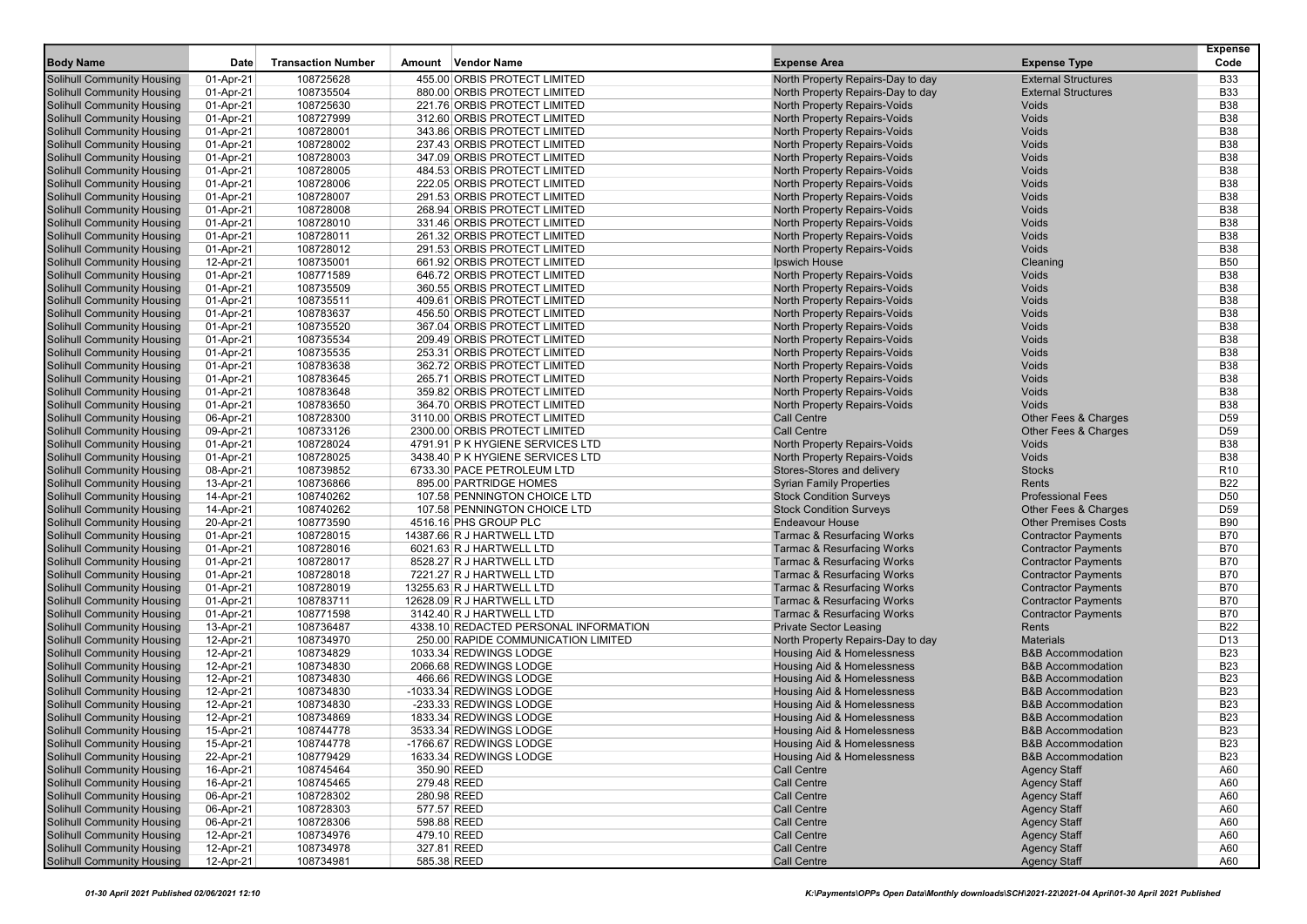| Body Name | Date | Transaction Number | Amount | Vendor Name | Expense Area | Expense Type | Expense Code |
|---|---|---|---|---|---|---|---|
| Solihull Community Housing | 01-Apr-21 | 108725628 | 455.00 | ORBIS PROTECT LIMITED | North Property Repairs-Day to day | External Structures | B33 |
| Solihull Community Housing | 01-Apr-21 | 108735504 | 880.00 | ORBIS PROTECT LIMITED | North Property Repairs-Day to day | External Structures | B33 |
| Solihull Community Housing | 01-Apr-21 | 108725630 | 221.76 | ORBIS PROTECT LIMITED | North Property Repairs-Voids | Voids | B38 |
| Solihull Community Housing | 01-Apr-21 | 108727999 | 312.60 | ORBIS PROTECT LIMITED | North Property Repairs-Voids | Voids | B38 |
| Solihull Community Housing | 01-Apr-21 | 108728001 | 343.86 | ORBIS PROTECT LIMITED | North Property Repairs-Voids | Voids | B38 |
| Solihull Community Housing | 01-Apr-21 | 108728002 | 237.43 | ORBIS PROTECT LIMITED | North Property Repairs-Voids | Voids | B38 |
| Solihull Community Housing | 01-Apr-21 | 108728003 | 347.09 | ORBIS PROTECT LIMITED | North Property Repairs-Voids | Voids | B38 |
| Solihull Community Housing | 01-Apr-21 | 108728005 | 484.53 | ORBIS PROTECT LIMITED | North Property Repairs-Voids | Voids | B38 |
| Solihull Community Housing | 01-Apr-21 | 108728006 | 222.05 | ORBIS PROTECT LIMITED | North Property Repairs-Voids | Voids | B38 |
| Solihull Community Housing | 01-Apr-21 | 108728007 | 291.53 | ORBIS PROTECT LIMITED | North Property Repairs-Voids | Voids | B38 |
| Solihull Community Housing | 01-Apr-21 | 108728008 | 268.94 | ORBIS PROTECT LIMITED | North Property Repairs-Voids | Voids | B38 |
| Solihull Community Housing | 01-Apr-21 | 108728010 | 331.46 | ORBIS PROTECT LIMITED | North Property Repairs-Voids | Voids | B38 |
| Solihull Community Housing | 01-Apr-21 | 108728011 | 261.32 | ORBIS PROTECT LIMITED | North Property Repairs-Voids | Voids | B38 |
| Solihull Community Housing | 01-Apr-21 | 108728012 | 291.53 | ORBIS PROTECT LIMITED | North Property Repairs-Voids | Voids | B38 |
| Solihull Community Housing | 12-Apr-21 | 108735001 | 661.92 | ORBIS PROTECT LIMITED | Ipswich House | Cleaning | B50 |
| Solihull Community Housing | 01-Apr-21 | 108771589 | 646.72 | ORBIS PROTECT LIMITED | North Property Repairs-Voids | Voids | B38 |
| Solihull Community Housing | 01-Apr-21 | 108735509 | 360.55 | ORBIS PROTECT LIMITED | North Property Repairs-Voids | Voids | B38 |
| Solihull Community Housing | 01-Apr-21 | 108735511 | 409.61 | ORBIS PROTECT LIMITED | North Property Repairs-Voids | Voids | B38 |
| Solihull Community Housing | 01-Apr-21 | 108783637 | 456.50 | ORBIS PROTECT LIMITED | North Property Repairs-Voids | Voids | B38 |
| Solihull Community Housing | 01-Apr-21 | 108735520 | 367.04 | ORBIS PROTECT LIMITED | North Property Repairs-Voids | Voids | B38 |
| Solihull Community Housing | 01-Apr-21 | 108735534 | 209.49 | ORBIS PROTECT LIMITED | North Property Repairs-Voids | Voids | B38 |
| Solihull Community Housing | 01-Apr-21 | 108735535 | 253.31 | ORBIS PROTECT LIMITED | North Property Repairs-Voids | Voids | B38 |
| Solihull Community Housing | 01-Apr-21 | 108783638 | 362.72 | ORBIS PROTECT LIMITED | North Property Repairs-Voids | Voids | B38 |
| Solihull Community Housing | 01-Apr-21 | 108783645 | 265.71 | ORBIS PROTECT LIMITED | North Property Repairs-Voids | Voids | B38 |
| Solihull Community Housing | 01-Apr-21 | 108783648 | 359.82 | ORBIS PROTECT LIMITED | North Property Repairs-Voids | Voids | B38 |
| Solihull Community Housing | 01-Apr-21 | 108783650 | 364.70 | ORBIS PROTECT LIMITED | North Property Repairs-Voids | Voids | B38 |
| Solihull Community Housing | 06-Apr-21 | 108728300 | 3110.00 | ORBIS PROTECT LIMITED | Call Centre | Other Fees & Charges | D59 |
| Solihull Community Housing | 09-Apr-21 | 108733126 | 2300.00 | ORBIS PROTECT LIMITED | Call Centre | Other Fees & Charges | D59 |
| Solihull Community Housing | 01-Apr-21 | 108728024 | 4791.91 | P K HYGIENE SERVICES LTD | North Property Repairs-Voids | Voids | B38 |
| Solihull Community Housing | 01-Apr-21 | 108728025 | 3438.40 | P K HYGIENE SERVICES LTD | North Property Repairs-Voids | Voids | B38 |
| Solihull Community Housing | 08-Apr-21 | 108739852 | 6733.30 | PACE PETROLEUM LTD | Stores-Stores and delivery | Stocks | R10 |
| Solihull Community Housing | 13-Apr-21 | 108736866 | 895.00 | PARTRIDGE HOMES | Syrian Family Properties | Rents | B22 |
| Solihull Community Housing | 14-Apr-21 | 108740262 | 107.58 | PENNINGTON CHOICE LTD | Stock Condition Surveys | Professional Fees | D50 |
| Solihull Community Housing | 14-Apr-21 | 108740262 | 107.58 | PENNINGTON CHOICE LTD | Stock Condition Surveys | Other Fees & Charges | D59 |
| Solihull Community Housing | 20-Apr-21 | 108773590 | 4516.16 | PHS GROUP PLC | Endeavour House | Other Premises Costs | B90 |
| Solihull Community Housing | 01-Apr-21 | 108728015 | 14387.66 | R J HARTWELL LTD | Tarmac & Resurfacing Works | Contractor Payments | B70 |
| Solihull Community Housing | 01-Apr-21 | 108728016 | 6021.63 | R J HARTWELL LTD | Tarmac & Resurfacing Works | Contractor Payments | B70 |
| Solihull Community Housing | 01-Apr-21 | 108728017 | 8528.27 | R J HARTWELL LTD | Tarmac & Resurfacing Works | Contractor Payments | B70 |
| Solihull Community Housing | 01-Apr-21 | 108728018 | 7221.27 | R J HARTWELL LTD | Tarmac & Resurfacing Works | Contractor Payments | B70 |
| Solihull Community Housing | 01-Apr-21 | 108728019 | 13255.63 | R J HARTWELL LTD | Tarmac & Resurfacing Works | Contractor Payments | B70 |
| Solihull Community Housing | 01-Apr-21 | 108783711 | 12628.09 | R J HARTWELL LTD | Tarmac & Resurfacing Works | Contractor Payments | B70 |
| Solihull Community Housing | 01-Apr-21 | 108771598 | 3142.40 | R J HARTWELL LTD | Tarmac & Resurfacing Works | Contractor Payments | B70 |
| Solihull Community Housing | 13-Apr-21 | 108736487 | 4338.10 | REDACTED PERSONAL INFORMATION | Private Sector Leasing | Rents | B22 |
| Solihull Community Housing | 12-Apr-21 | 108734970 | 250.00 | RAPIDE COMMUNICATION LIMITED | North Property Repairs-Day to day | Materials | D13 |
| Solihull Community Housing | 12-Apr-21 | 108734829 | 1033.34 | REDWINGS LODGE | Housing Aid & Homelessness | B&B Accommodation | B23 |
| Solihull Community Housing | 12-Apr-21 | 108734830 | 2066.68 | REDWINGS LODGE | Housing Aid & Homelessness | B&B Accommodation | B23 |
| Solihull Community Housing | 12-Apr-21 | 108734830 | 466.66 | REDWINGS LODGE | Housing Aid & Homelessness | B&B Accommodation | B23 |
| Solihull Community Housing | 12-Apr-21 | 108734830 | -1033.34 | REDWINGS LODGE | Housing Aid & Homelessness | B&B Accommodation | B23 |
| Solihull Community Housing | 12-Apr-21 | 108734830 | -233.33 | REDWINGS LODGE | Housing Aid & Homelessness | B&B Accommodation | B23 |
| Solihull Community Housing | 12-Apr-21 | 108734869 | 1833.34 | REDWINGS LODGE | Housing Aid & Homelessness | B&B Accommodation | B23 |
| Solihull Community Housing | 15-Apr-21 | 108744778 | 3533.34 | REDWINGS LODGE | Housing Aid & Homelessness | B&B Accommodation | B23 |
| Solihull Community Housing | 15-Apr-21 | 108744778 | -1766.67 | REDWINGS LODGE | Housing Aid & Homelessness | B&B Accommodation | B23 |
| Solihull Community Housing | 22-Apr-21 | 108779429 | 1633.34 | REDWINGS LODGE | Housing Aid & Homelessness | B&B Accommodation | B23 |
| Solihull Community Housing | 16-Apr-21 | 108745464 | 350.90 | REED | Call Centre | Agency Staff | A60 |
| Solihull Community Housing | 16-Apr-21 | 108745465 | 279.48 | REED | Call Centre | Agency Staff | A60 |
| Solihull Community Housing | 06-Apr-21 | 108728302 | 280.98 | REED | Call Centre | Agency Staff | A60 |
| Solihull Community Housing | 06-Apr-21 | 108728303 | 577.57 | REED | Call Centre | Agency Staff | A60 |
| Solihull Community Housing | 06-Apr-21 | 108728306 | 598.88 | REED | Call Centre | Agency Staff | A60 |
| Solihull Community Housing | 12-Apr-21 | 108734976 | 479.10 | REED | Call Centre | Agency Staff | A60 |
| Solihull Community Housing | 12-Apr-21 | 108734978 | 327.81 | REED | Call Centre | Agency Staff | A60 |
| Solihull Community Housing | 12-Apr-21 | 108734981 | 585.38 | REED | Call Centre | Agency Staff | A60 |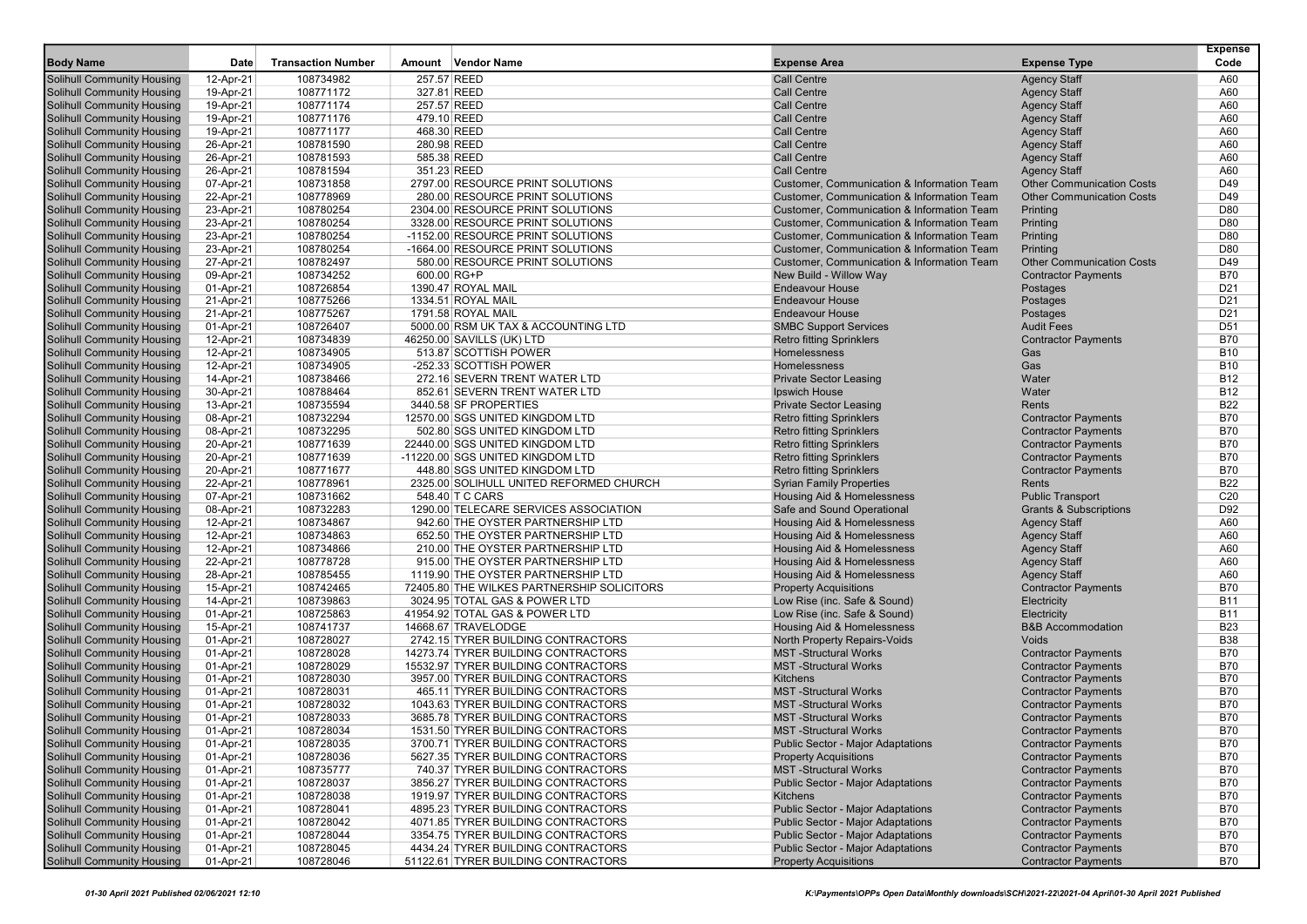| Body Name | Date | Transaction Number | Amount | Vendor Name | Expense Area | Expense Type | Expense Code |
|---|---|---|---|---|---|---|---|
| Solihull Community Housing | 12-Apr-21 | 108734982 | 257.57 | REED | Call Centre | Agency Staff | A60 |
| Solihull Community Housing | 19-Apr-21 | 108771172 | 327.81 | REED | Call Centre | Agency Staff | A60 |
| Solihull Community Housing | 19-Apr-21 | 108771174 | 257.57 | REED | Call Centre | Agency Staff | A60 |
| Solihull Community Housing | 19-Apr-21 | 108771176 | 479.10 | REED | Call Centre | Agency Staff | A60 |
| Solihull Community Housing | 19-Apr-21 | 108771177 | 468.30 | REED | Call Centre | Agency Staff | A60 |
| Solihull Community Housing | 26-Apr-21 | 108781590 | 280.98 | REED | Call Centre | Agency Staff | A60 |
| Solihull Community Housing | 26-Apr-21 | 108781593 | 585.38 | REED | Call Centre | Agency Staff | A60 |
| Solihull Community Housing | 26-Apr-21 | 108781594 | 351.23 | REED | Call Centre | Agency Staff | A60 |
| Solihull Community Housing | 07-Apr-21 | 108731858 | 2797.00 | RESOURCE PRINT SOLUTIONS | Customer, Communication & Information Team | Other Communication Costs | D49 |
| Solihull Community Housing | 22-Apr-21 | 108778969 | 280.00 | RESOURCE PRINT SOLUTIONS | Customer, Communication & Information Team | Other Communication Costs | D49 |
| Solihull Community Housing | 23-Apr-21 | 108780254 | 2304.00 | RESOURCE PRINT SOLUTIONS | Customer, Communication & Information Team | Printing | D80 |
| Solihull Community Housing | 23-Apr-21 | 108780254 | 3328.00 | RESOURCE PRINT SOLUTIONS | Customer, Communication & Information Team | Printing | D80 |
| Solihull Community Housing | 23-Apr-21 | 108780254 | -1152.00 | RESOURCE PRINT SOLUTIONS | Customer, Communication & Information Team | Printing | D80 |
| Solihull Community Housing | 23-Apr-21 | 108780254 | -1664.00 | RESOURCE PRINT SOLUTIONS | Customer, Communication & Information Team | Printing | D80 |
| Solihull Community Housing | 27-Apr-21 | 108782497 | 580.00 | RESOURCE PRINT SOLUTIONS | Customer, Communication & Information Team | Other Communication Costs | D49 |
| Solihull Community Housing | 09-Apr-21 | 108734252 | 600.00 | RG+P | New Build - Willow Way | Contractor Payments | B70 |
| Solihull Community Housing | 01-Apr-21 | 108726854 | 1390.47 | ROYAL MAIL | Endeavour House | Postages | D21 |
| Solihull Community Housing | 21-Apr-21 | 108775266 | 1334.51 | ROYAL MAIL | Endeavour House | Postages | D21 |
| Solihull Community Housing | 21-Apr-21 | 108775267 | 1791.58 | ROYAL MAIL | Endeavour House | Postages | D21 |
| Solihull Community Housing | 01-Apr-21 | 108726407 | 5000.00 | RSM UK TAX & ACCOUNTING LTD | SMBC Support Services | Audit Fees | D51 |
| Solihull Community Housing | 12-Apr-21 | 108734839 | 46250.00 | SAVILLS (UK) LTD | Retro fitting Sprinklers | Contractor Payments | B70 |
| Solihull Community Housing | 12-Apr-21 | 108734905 | 513.87 | SCOTTISH POWER | Homelessness | Gas | B10 |
| Solihull Community Housing | 12-Apr-21 | 108734905 | -252.33 | SCOTTISH POWER | Homelessness | Gas | B10 |
| Solihull Community Housing | 14-Apr-21 | 108738466 | 272.16 | SEVERN TRENT WATER LTD | Private Sector Leasing | Water | B12 |
| Solihull Community Housing | 30-Apr-21 | 108788464 | 852.61 | SEVERN TRENT WATER LTD | Ipswich House | Water | B12 |
| Solihull Community Housing | 13-Apr-21 | 108735594 | 3440.58 | SF PROPERTIES | Private Sector Leasing | Rents | B22 |
| Solihull Community Housing | 08-Apr-21 | 108732294 | 12570.00 | SGS UNITED KINGDOM LTD | Retro fitting Sprinklers | Contractor Payments | B70 |
| Solihull Community Housing | 08-Apr-21 | 108732295 | 502.80 | SGS UNITED KINGDOM LTD | Retro fitting Sprinklers | Contractor Payments | B70 |
| Solihull Community Housing | 20-Apr-21 | 108771639 | 22440.00 | SGS UNITED KINGDOM LTD | Retro fitting Sprinklers | Contractor Payments | B70 |
| Solihull Community Housing | 20-Apr-21 | 108771639 | -11220.00 | SGS UNITED KINGDOM LTD | Retro fitting Sprinklers | Contractor Payments | B70 |
| Solihull Community Housing | 20-Apr-21 | 108771677 | 448.80 | SGS UNITED KINGDOM LTD | Retro fitting Sprinklers | Contractor Payments | B70 |
| Solihull Community Housing | 22-Apr-21 | 108778961 | 2325.00 | SOLIHULL UNITED REFORMED CHURCH | Syrian Family Properties | Rents | B22 |
| Solihull Community Housing | 07-Apr-21 | 108731662 | 548.40 | T C CARS | Housing Aid & Homelessness | Public Transport | C20 |
| Solihull Community Housing | 08-Apr-21 | 108732283 | 1290.00 | TELECARE SERVICES ASSOCIATION | Safe and Sound Operational | Grants & Subscriptions | D92 |
| Solihull Community Housing | 12-Apr-21 | 108734867 | 942.60 | THE OYSTER PARTNERSHIP LTD | Housing Aid & Homelessness | Agency Staff | A60 |
| Solihull Community Housing | 12-Apr-21 | 108734863 | 652.50 | THE OYSTER PARTNERSHIP LTD | Housing Aid & Homelessness | Agency Staff | A60 |
| Solihull Community Housing | 12-Apr-21 | 108734866 | 210.00 | THE OYSTER PARTNERSHIP LTD | Housing Aid & Homelessness | Agency Staff | A60 |
| Solihull Community Housing | 22-Apr-21 | 108778728 | 915.00 | THE OYSTER PARTNERSHIP LTD | Housing Aid & Homelessness | Agency Staff | A60 |
| Solihull Community Housing | 28-Apr-21 | 108785455 | 1119.90 | THE OYSTER PARTNERSHIP LTD | Housing Aid & Homelessness | Agency Staff | A60 |
| Solihull Community Housing | 15-Apr-21 | 108742465 | 72405.80 | THE WILKES PARTNERSHIP SOLICITORS | Property Acquisitions | Contractor Payments | B70 |
| Solihull Community Housing | 14-Apr-21 | 108739863 | 3024.95 | TOTAL GAS & POWER LTD | Low Rise (inc. Safe & Sound) | Electricity | B11 |
| Solihull Community Housing | 01-Apr-21 | 108725863 | 41954.92 | TOTAL GAS & POWER LTD | Low Rise (inc. Safe & Sound) | Electricity | B11 |
| Solihull Community Housing | 15-Apr-21 | 108741737 | 14668.67 | TRAVELODGE | Housing Aid & Homelessness | B&B Accommodation | B23 |
| Solihull Community Housing | 01-Apr-21 | 108728027 | 2742.15 | TYRER BUILDING CONTRACTORS | North Property Repairs-Voids | Voids | B38 |
| Solihull Community Housing | 01-Apr-21 | 108728028 | 14273.74 | TYRER BUILDING CONTRACTORS | MST -Structural Works | Contractor Payments | B70 |
| Solihull Community Housing | 01-Apr-21 | 108728029 | 15532.97 | TYRER BUILDING CONTRACTORS | MST -Structural Works | Contractor Payments | B70 |
| Solihull Community Housing | 01-Apr-21 | 108728030 | 3957.00 | TYRER BUILDING CONTRACTORS | Kitchens | Contractor Payments | B70 |
| Solihull Community Housing | 01-Apr-21 | 108728031 | 465.11 | TYRER BUILDING CONTRACTORS | MST -Structural Works | Contractor Payments | B70 |
| Solihull Community Housing | 01-Apr-21 | 108728032 | 1043.63 | TYRER BUILDING CONTRACTORS | MST -Structural Works | Contractor Payments | B70 |
| Solihull Community Housing | 01-Apr-21 | 108728033 | 3685.78 | TYRER BUILDING CONTRACTORS | MST -Structural Works | Contractor Payments | B70 |
| Solihull Community Housing | 01-Apr-21 | 108728034 | 1531.50 | TYRER BUILDING CONTRACTORS | MST -Structural Works | Contractor Payments | B70 |
| Solihull Community Housing | 01-Apr-21 | 108728035 | 3700.71 | TYRER BUILDING CONTRACTORS | Public Sector - Major Adaptations | Contractor Payments | B70 |
| Solihull Community Housing | 01-Apr-21 | 108728036 | 5627.35 | TYRER BUILDING CONTRACTORS | Property Acquisitions | Contractor Payments | B70 |
| Solihull Community Housing | 01-Apr-21 | 108735777 | 740.37 | TYRER BUILDING CONTRACTORS | MST -Structural Works | Contractor Payments | B70 |
| Solihull Community Housing | 01-Apr-21 | 108728037 | 3856.27 | TYRER BUILDING CONTRACTORS | Public Sector - Major Adaptations | Contractor Payments | B70 |
| Solihull Community Housing | 01-Apr-21 | 108728038 | 1919.97 | TYRER BUILDING CONTRACTORS | Kitchens | Contractor Payments | B70 |
| Solihull Community Housing | 01-Apr-21 | 108728041 | 4895.23 | TYRER BUILDING CONTRACTORS | Public Sector - Major Adaptations | Contractor Payments | B70 |
| Solihull Community Housing | 01-Apr-21 | 108728042 | 4071.85 | TYRER BUILDING CONTRACTORS | Public Sector - Major Adaptations | Contractor Payments | B70 |
| Solihull Community Housing | 01-Apr-21 | 108728044 | 3354.75 | TYRER BUILDING CONTRACTORS | Public Sector - Major Adaptations | Contractor Payments | B70 |
| Solihull Community Housing | 01-Apr-21 | 108728045 | 4434.24 | TYRER BUILDING CONTRACTORS | Public Sector - Major Adaptations | Contractor Payments | B70 |
| Solihull Community Housing | 01-Apr-21 | 108728046 | 51122.61 | TYRER BUILDING CONTRACTORS | Property Acquisitions | Contractor Payments | B70 |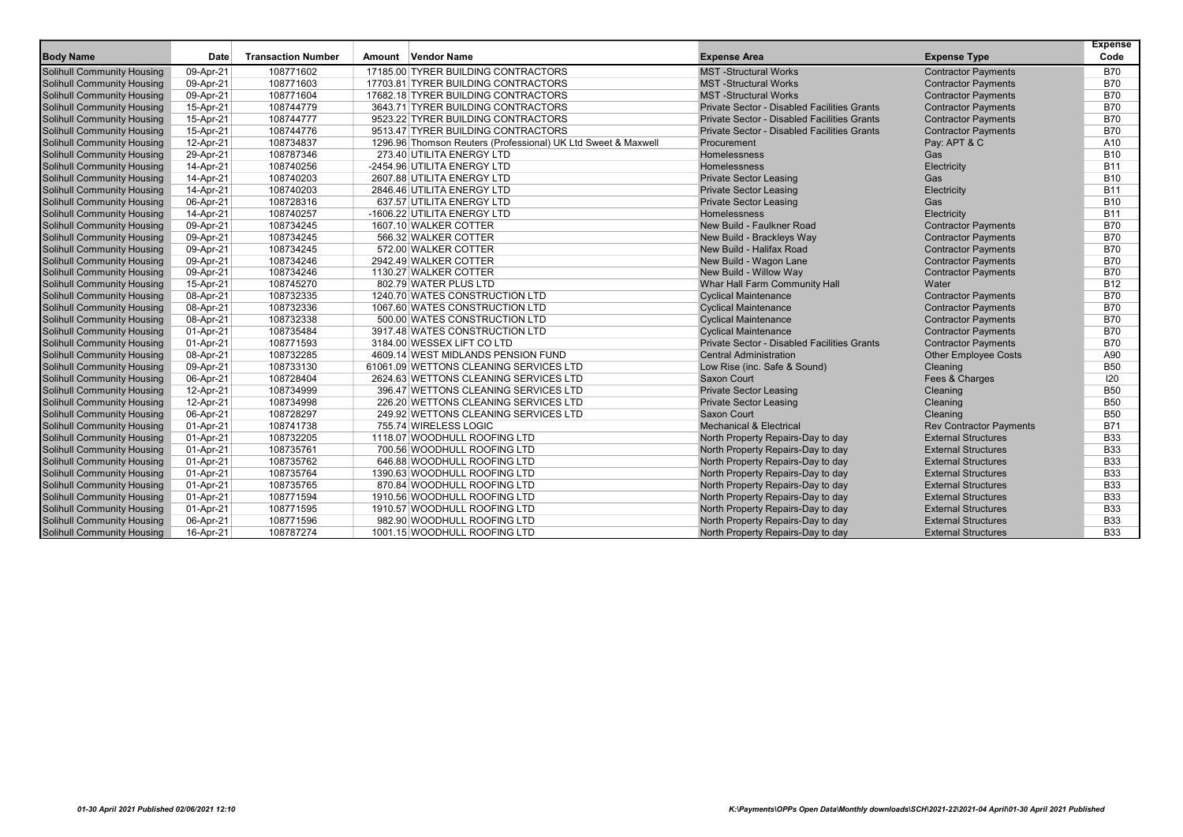| Body Name | Date | Transaction Number | Amount | Vendor Name | Expense Area | Expense Type | Expense Code |
|---|---|---|---|---|---|---|---|
| Solihull Community Housing | 09-Apr-21 | 108771602 | 17185.00 | TYRER BUILDING CONTRACTORS | MST -Structural Works | Contractor Payments | B70 |
| Solihull Community Housing | 09-Apr-21 | 108771603 | 17703.81 | TYRER BUILDING CONTRACTORS | MST -Structural Works | Contractor Payments | B70 |
| Solihull Community Housing | 09-Apr-21 | 108771604 | 17682.18 | TYRER BUILDING CONTRACTORS | MST -Structural Works | Contractor Payments | B70 |
| Solihull Community Housing | 15-Apr-21 | 108744779 | 3643.71 | TYRER BUILDING CONTRACTORS | Private Sector - Disabled Facilities Grants | Contractor Payments | B70 |
| Solihull Community Housing | 15-Apr-21 | 108744777 | 9523.22 | TYRER BUILDING CONTRACTORS | Private Sector - Disabled Facilities Grants | Contractor Payments | B70 |
| Solihull Community Housing | 15-Apr-21 | 108744776 | 9513.47 | TYRER BUILDING CONTRACTORS | Private Sector - Disabled Facilities Grants | Contractor Payments | B70 |
| Solihull Community Housing | 12-Apr-21 | 108734837 | 1296.96 | Thomson Reuters (Professional) UK Ltd Sweet & Maxwell | Procurement | Pay: APT & C | A10 |
| Solihull Community Housing | 29-Apr-21 | 108787346 | 273.40 | UTILITA ENERGY LTD | Homelessness | Gas | B10 |
| Solihull Community Housing | 14-Apr-21 | 108740256 | -2454.96 | UTILITA ENERGY LTD | Homelessness | Electricity | B11 |
| Solihull Community Housing | 14-Apr-21 | 108740203 | 2607.88 | UTILITA ENERGY LTD | Private Sector Leasing | Gas | B10 |
| Solihull Community Housing | 14-Apr-21 | 108740203 | 2846.46 | UTILITA ENERGY LTD | Private Sector Leasing | Electricity | B11 |
| Solihull Community Housing | 06-Apr-21 | 108728316 | 637.57 | UTILITA ENERGY LTD | Private Sector Leasing | Gas | B10 |
| Solihull Community Housing | 14-Apr-21 | 108740257 | -1606.22 | UTILITA ENERGY LTD | Homelessness | Electricity | B11 |
| Solihull Community Housing | 09-Apr-21 | 108734245 | 1607.10 | WALKER COTTER | New Build - Faulkner Road | Contractor Payments | B70 |
| Solihull Community Housing | 09-Apr-21 | 108734245 | 566.32 | WALKER COTTER | New Build - Brackleys Way | Contractor Payments | B70 |
| Solihull Community Housing | 09-Apr-21 | 108734245 | 572.00 | WALKER COTTER | New Build - Halifax Road | Contractor Payments | B70 |
| Solihull Community Housing | 09-Apr-21 | 108734246 | 2942.49 | WALKER COTTER | New Build - Wagon Lane | Contractor Payments | B70 |
| Solihull Community Housing | 09-Apr-21 | 108734246 | 1130.27 | WALKER COTTER | New Build - Willow Way | Contractor Payments | B70 |
| Solihull Community Housing | 15-Apr-21 | 108745270 | 802.79 | WATER PLUS LTD | Whar Hall Farm Community Hall | Water | B12 |
| Solihull Community Housing | 08-Apr-21 | 108732335 | 1240.70 | WATES CONSTRUCTION LTD | Cyclical Maintenance | Contractor Payments | B70 |
| Solihull Community Housing | 08-Apr-21 | 108732336 | 1067.60 | WATES CONSTRUCTION LTD | Cyclical Maintenance | Contractor Payments | B70 |
| Solihull Community Housing | 08-Apr-21 | 108732338 | 500.00 | WATES CONSTRUCTION LTD | Cyclical Maintenance | Contractor Payments | B70 |
| Solihull Community Housing | 01-Apr-21 | 108735484 | 3917.48 | WATES CONSTRUCTION LTD | Cyclical Maintenance | Contractor Payments | B70 |
| Solihull Community Housing | 01-Apr-21 | 108771593 | 3184.00 | WESSEX LIFT CO LTD | Private Sector - Disabled Facilities Grants | Contractor Payments | B70 |
| Solihull Community Housing | 08-Apr-21 | 108732285 | 4609.14 | WEST MIDLANDS PENSION FUND | Central Administration | Other Employee Costs | A90 |
| Solihull Community Housing | 09-Apr-21 | 108733130 | 61061.09 | WETTONS CLEANING SERVICES LTD | Low Rise (inc. Safe & Sound) | Cleaning | B50 |
| Solihull Community Housing | 06-Apr-21 | 108728404 | 2624.63 | WETTONS CLEANING SERVICES LTD | Saxon Court | Fees & Charges | I20 |
| Solihull Community Housing | 12-Apr-21 | 108734999 | 396.47 | WETTONS CLEANING SERVICES LTD | Private Sector Leasing | Cleaning | B50 |
| Solihull Community Housing | 12-Apr-21 | 108734998 | 226.20 | WETTONS CLEANING SERVICES LTD | Private Sector Leasing | Cleaning | B50 |
| Solihull Community Housing | 06-Apr-21 | 108728297 | 249.92 | WETTONS CLEANING SERVICES LTD | Saxon Court | Cleaning | B50 |
| Solihull Community Housing | 01-Apr-21 | 108741738 | 755.74 | WIRELESS LOGIC | Mechanical & Electrical | Rev Contractor Payments | B71 |
| Solihull Community Housing | 01-Apr-21 | 108732205 | 1118.07 | WOODHULL ROOFING LTD | North Property Repairs-Day to day | External Structures | B33 |
| Solihull Community Housing | 01-Apr-21 | 108735761 | 700.56 | WOODHULL ROOFING LTD | North Property Repairs-Day to day | External Structures | B33 |
| Solihull Community Housing | 01-Apr-21 | 108735762 | 646.88 | WOODHULL ROOFING LTD | North Property Repairs-Day to day | External Structures | B33 |
| Solihull Community Housing | 01-Apr-21 | 108735764 | 1390.63 | WOODHULL ROOFING LTD | North Property Repairs-Day to day | External Structures | B33 |
| Solihull Community Housing | 01-Apr-21 | 108735765 | 870.84 | WOODHULL ROOFING LTD | North Property Repairs-Day to day | External Structures | B33 |
| Solihull Community Housing | 01-Apr-21 | 108771594 | 1910.56 | WOODHULL ROOFING LTD | North Property Repairs-Day to day | External Structures | B33 |
| Solihull Community Housing | 01-Apr-21 | 108771595 | 1910.57 | WOODHULL ROOFING LTD | North Property Repairs-Day to day | External Structures | B33 |
| Solihull Community Housing | 06-Apr-21 | 108771596 | 982.90 | WOODHULL ROOFING LTD | North Property Repairs-Day to day | External Structures | B33 |
| Solihull Community Housing | 16-Apr-21 | 108787274 | 1001.15 | WOODHULL ROOFING LTD | North Property Repairs-Day to day | External Structures | B33 |

*01-30 April 2021 Published 02/06/2021 12:10*

*K:\Payments\OPPs Open Data\Monthly downloads\SCH\2021-22\2021-04 April\01-30 April 2021 Published*